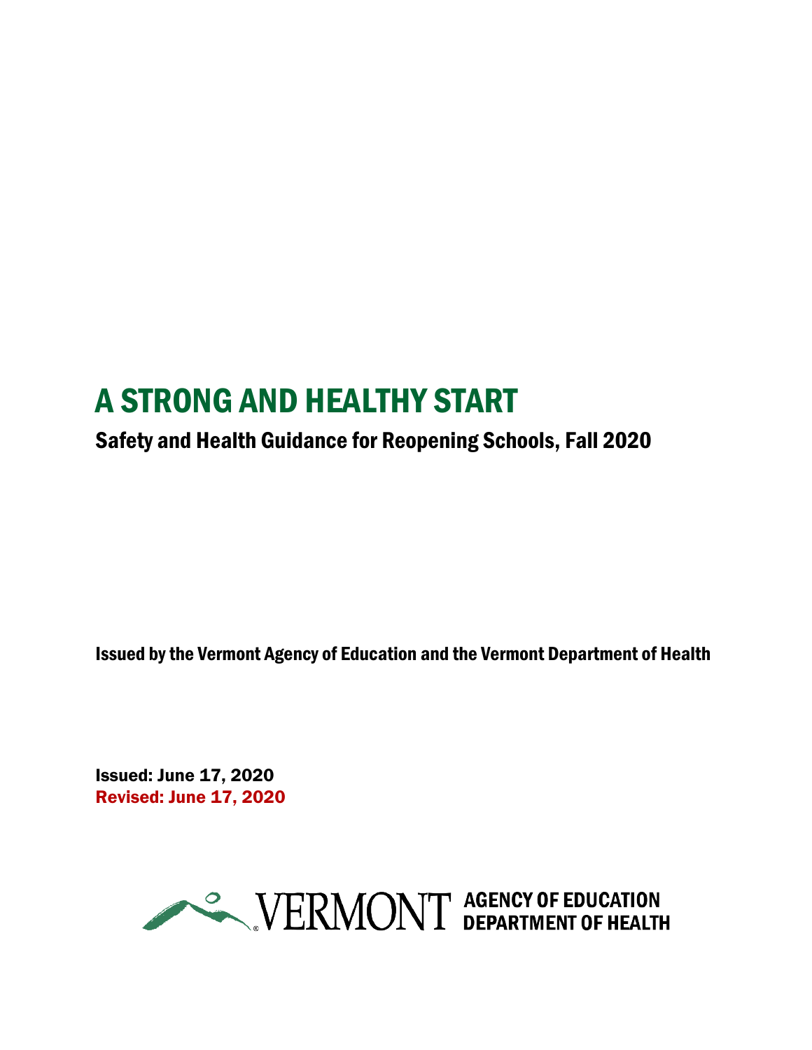# A STRONG AND HEALTHY START

## Safety and Health Guidance for Reopening Schools, Fall 2020

**Issued by the Vermont Agency of Education and the Vermont Department of Health**

**Issued: June 17, 2020**
**Revised: June 17, 2020**

VERMONT AGENCY OF EDUCATION DEPARTMENT OF HEALTH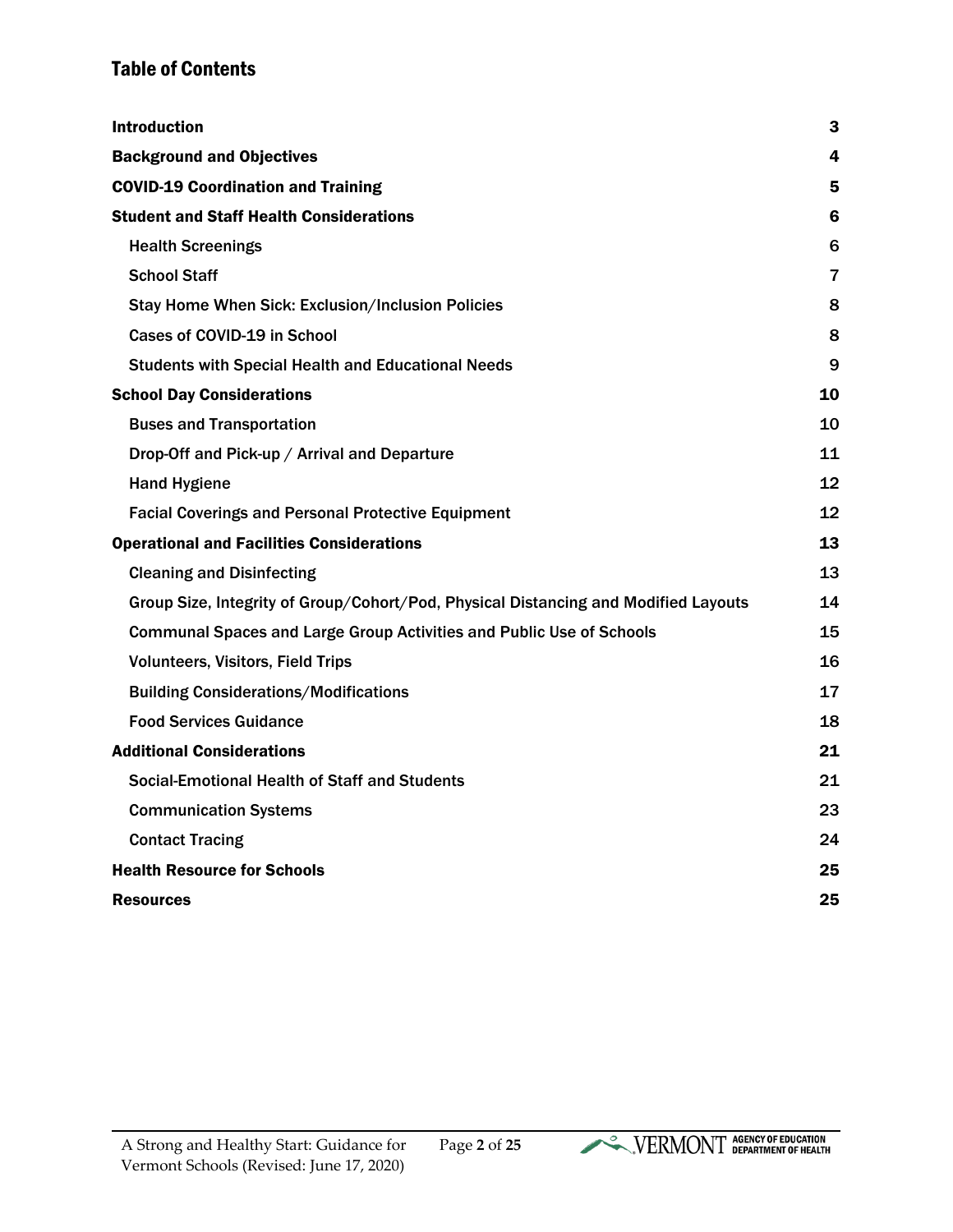## Table of Contents

| | |
|---|---|
| **Introduction** | **3** |
| **Background and Objectives** | **4** |
| **COVID-19 Coordination and Training** | **5** |
| **Student and Staff Health Considerations** | **6** |
| Health Screenings | 6 |
| School Staff | 7 |
| Stay Home When Sick: Exclusion/Inclusion Policies | 8 |
| Cases of COVID-19 in School | 8 |
| Students with Special Health and Educational Needs | 9 |
| **School Day Considerations** | **10** |
| Buses and Transportation | 10 |
| Drop-Off and Pick-up / Arrival and Departure | 11 |
| Hand Hygiene | 12 |
| Facial Coverings and Personal Protective Equipment | 12 |
| **Operational and Facilities Considerations** | **13** |
| Cleaning and Disinfecting | 13 |
| Group Size, Integrity of Group/Cohort/Pod, Physical Distancing and Modified Layouts | 14 |
| Communal Spaces and Large Group Activities and Public Use of Schools | 15 |
| Volunteers, Visitors, Field Trips | 16 |
| Building Considerations/Modifications | 17 |
| Food Services Guidance | 18 |
| **Additional Considerations** | **21** |
| Social-Emotional Health of Staff and Students | 21 |
| Communication Systems | 23 |
| Contact Tracing | 24 |
| **Health Resource for Schools** | **25** |
| **Resources** | **25** |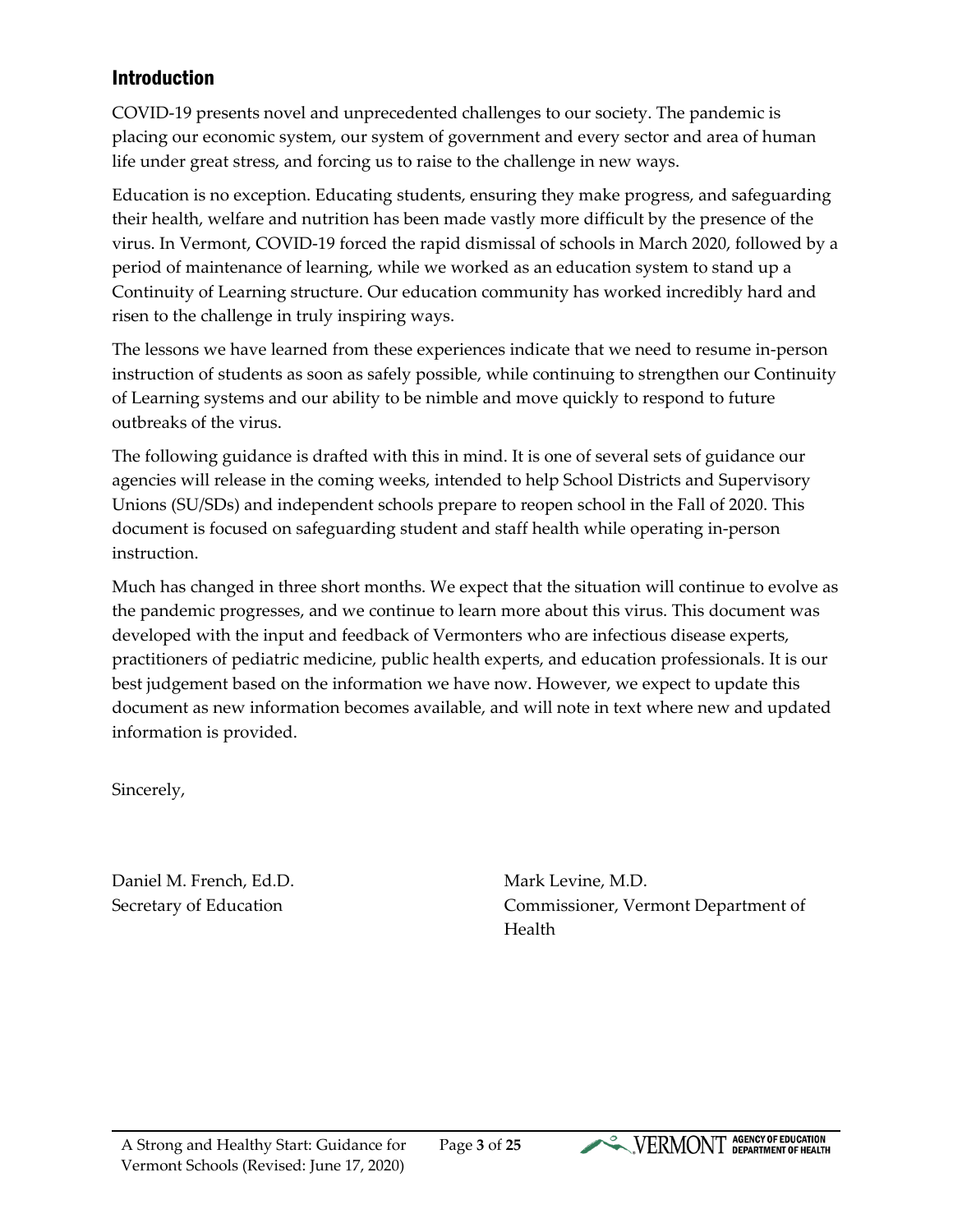## Introduction

COVID-19 presents novel and unprecedented challenges to our society. The pandemic is placing our economic system, our system of government and every sector and area of human life under great stress, and forcing us to raise to the challenge in new ways.

Education is no exception. Educating students, ensuring they make progress, and safeguarding their health, welfare and nutrition has been made vastly more difficult by the presence of the virus. In Vermont, COVID-19 forced the rapid dismissal of schools in March 2020, followed by a period of maintenance of learning, while we worked as an education system to stand up a Continuity of Learning structure. Our education community has worked incredibly hard and risen to the challenge in truly inspiring ways.

The lessons we have learned from these experiences indicate that we need to resume in-person instruction of students as soon as safely possible, while continuing to strengthen our Continuity of Learning systems and our ability to be nimble and move quickly to respond to future outbreaks of the virus.

The following guidance is drafted with this in mind. It is one of several sets of guidance our agencies will release in the coming weeks, intended to help School Districts and Supervisory Unions (SU/SDs) and independent schools prepare to reopen school in the Fall of 2020. This document is focused on safeguarding student and staff health while operating in-person instruction.

Much has changed in three short months. We expect that the situation will continue to evolve as the pandemic progresses, and we continue to learn more about this virus. This document was developed with the input and feedback of Vermonters who are infectious disease experts, practitioners of pediatric medicine, public health experts, and education professionals. It is our best judgement based on the information we have now. However, we expect to update this document as new information becomes available, and will note in text where new and updated information is provided.

Sincerely,

Daniel M. French, Ed.D.
Secretary of Education

Mark Levine, M.D.
Commissioner, Vermont Department of Health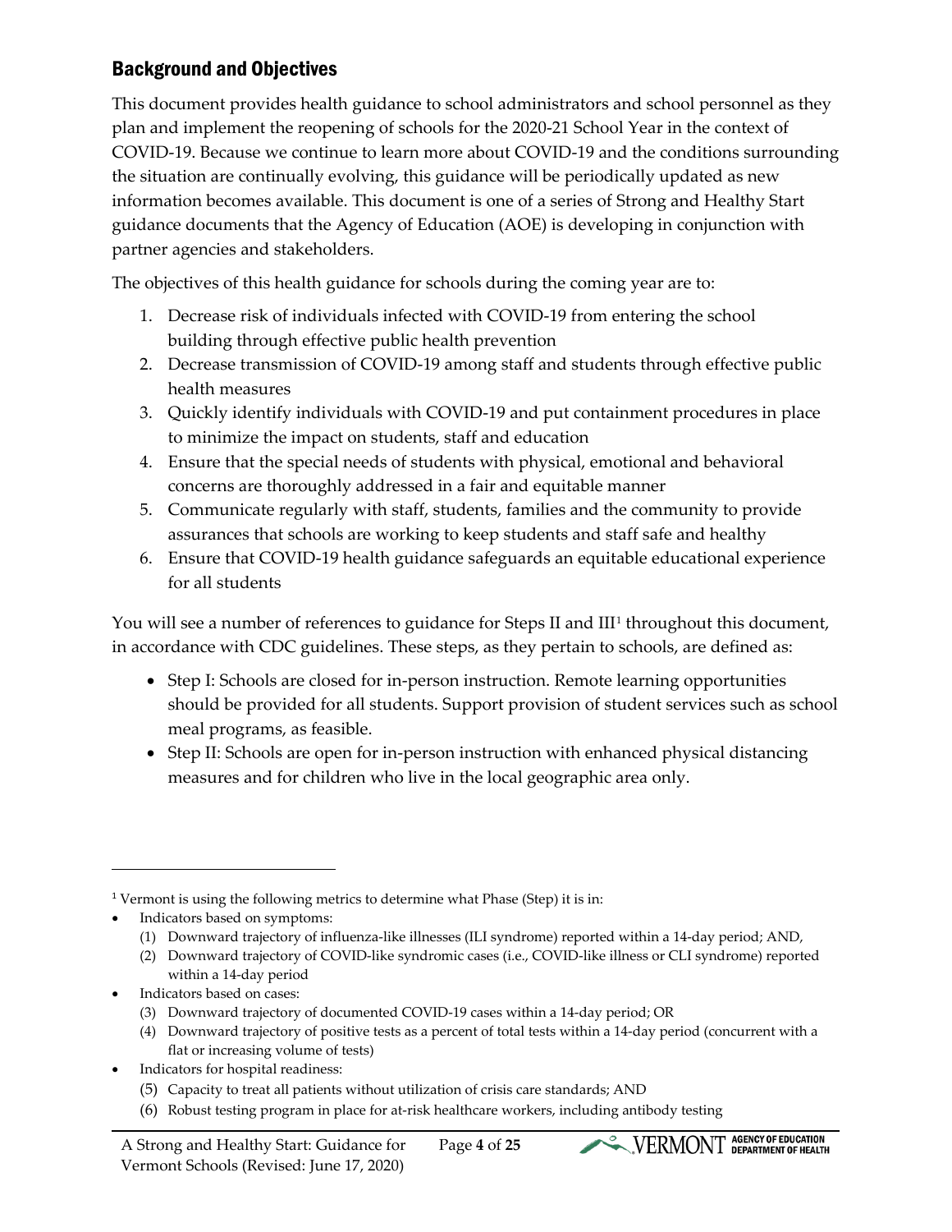## Background and Objectives

This document provides health guidance to school administrators and school personnel as they plan and implement the reopening of schools for the 2020-21 School Year in the context of COVID-19. Because we continue to learn more about COVID-19 and the conditions surrounding the situation are continually evolving, this guidance will be periodically updated as new information becomes available. This document is one of a series of Strong and Healthy Start guidance documents that the Agency of Education (AOE) is developing in conjunction with partner agencies and stakeholders.

The objectives of this health guidance for schools during the coming year are to:

1. Decrease risk of individuals infected with COVID-19 from entering the school building through effective public health prevention
2. Decrease transmission of COVID-19 among staff and students through effective public health measures
3. Quickly identify individuals with COVID-19 and put containment procedures in place to minimize the impact on students, staff and education
4. Ensure that the special needs of students with physical, emotional and behavioral concerns are thoroughly addressed in a fair and equitable manner
5. Communicate regularly with staff, students, families and the community to provide assurances that schools are working to keep students and staff safe and healthy
6. Ensure that COVID-19 health guidance safeguards an equitable educational experience for all students

You will see a number of references to guidance for Steps II and III[1] throughout this document, in accordance with CDC guidelines. These steps, as they pertain to schools, are defined as:

- Step I: Schools are closed for in-person instruction. Remote learning opportunities should be provided for all students. Support provision of student services such as school meal programs, as feasible.
- Step II: Schools are open for in-person instruction with enhanced physical distancing measures and for children who live in the local geographic area only.

---

[1] Vermont is using the following metrics to determine what Phase (Step) it is in:

- Indicators based on symptoms:
  (1) Downward trajectory of influenza-like illnesses (ILI syndrome) reported within a 14-day period; AND,
  (2) Downward trajectory of COVID-like syndromic cases (i.e., COVID-like illness or CLI syndrome) reported within a 14-day period
- Indicators based on cases:
  (3) Downward trajectory of documented COVID-19 cases within a 14-day period; OR
  (4) Downward trajectory of positive tests as a percent of total tests within a 14-day period (concurrent with a flat or increasing volume of tests)
- Indicators for hospital readiness:
  (5) Capacity to treat all patients without utilization of crisis care standards; AND
  (6) Robust testing program in place for at-risk healthcare workers, including antibody testing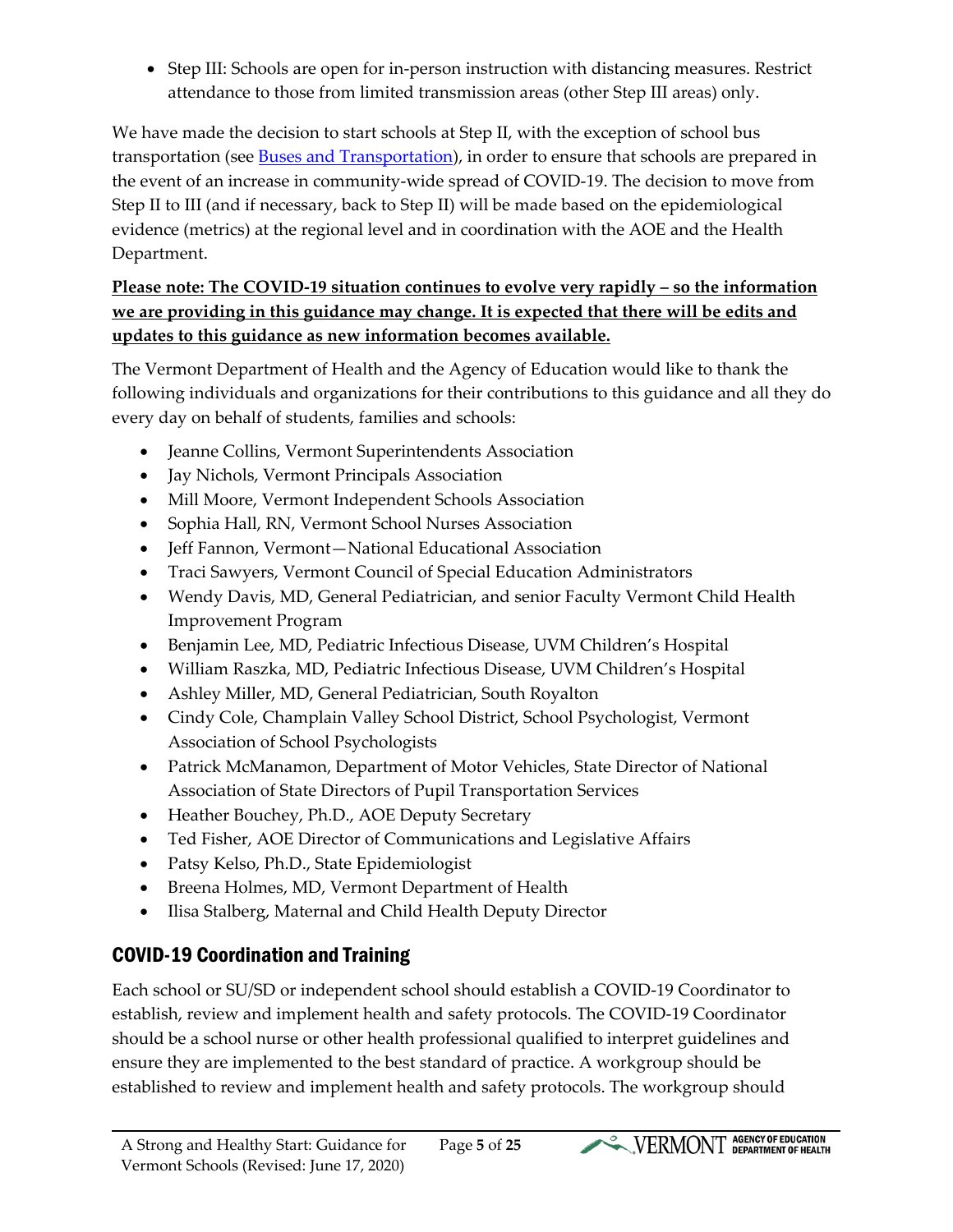- Step III: Schools are open for in-person instruction with distancing measures. Restrict attendance to those from limited transmission areas (other Step III areas) only.

We have made the decision to start schools at Step II, with the exception of school bus transportation (see [Buses and Transportation]), in order to ensure that schools are prepared in the event of an increase in community-wide spread of COVID-19. The decision to move from Step II to III (and if necessary, back to Step II) will be made based on the epidemiological evidence (metrics) at the regional level and in coordination with the AOE and the Health Department.

**Please note: The COVID-19 situation continues to evolve very rapidly – so the information we are providing in this guidance may change. It is expected that there will be edits and updates to this guidance as new information becomes available.**

The Vermont Department of Health and the Agency of Education would like to thank the following individuals and organizations for their contributions to this guidance and all they do every day on behalf of students, families and schools:

- Jeanne Collins, Vermont Superintendents Association
- Jay Nichols, Vermont Principals Association
- Mill Moore, Vermont Independent Schools Association
- Sophia Hall, RN, Vermont School Nurses Association
- Jeff Fannon, Vermont—National Educational Association
- Traci Sawyers, Vermont Council of Special Education Administrators
- Wendy Davis, MD, General Pediatrician, and senior Faculty Vermont Child Health Improvement Program
- Benjamin Lee, MD, Pediatric Infectious Disease, UVM Children's Hospital
- William Raszka, MD, Pediatric Infectious Disease, UVM Children's Hospital
- Ashley Miller, MD, General Pediatrician, South Royalton
- Cindy Cole, Champlain Valley School District, School Psychologist, Vermont Association of School Psychologists
- Patrick McManamon, Department of Motor Vehicles, State Director of National Association of State Directors of Pupil Transportation Services
- Heather Bouchey, Ph.D., AOE Deputy Secretary
- Ted Fisher, AOE Director of Communications and Legislative Affairs
- Patsy Kelso, Ph.D., State Epidemiologist
- Breena Holmes, MD, Vermont Department of Health
- Ilisa Stalberg, Maternal and Child Health Deputy Director

## COVID-19 Coordination and Training

Each school or SU/SD or independent school should establish a COVID-19 Coordinator to establish, review and implement health and safety protocols. The COVID-19 Coordinator should be a school nurse or other health professional qualified to interpret guidelines and ensure they are implemented to the best standard of practice. A workgroup should be established to review and implement health and safety protocols. The workgroup should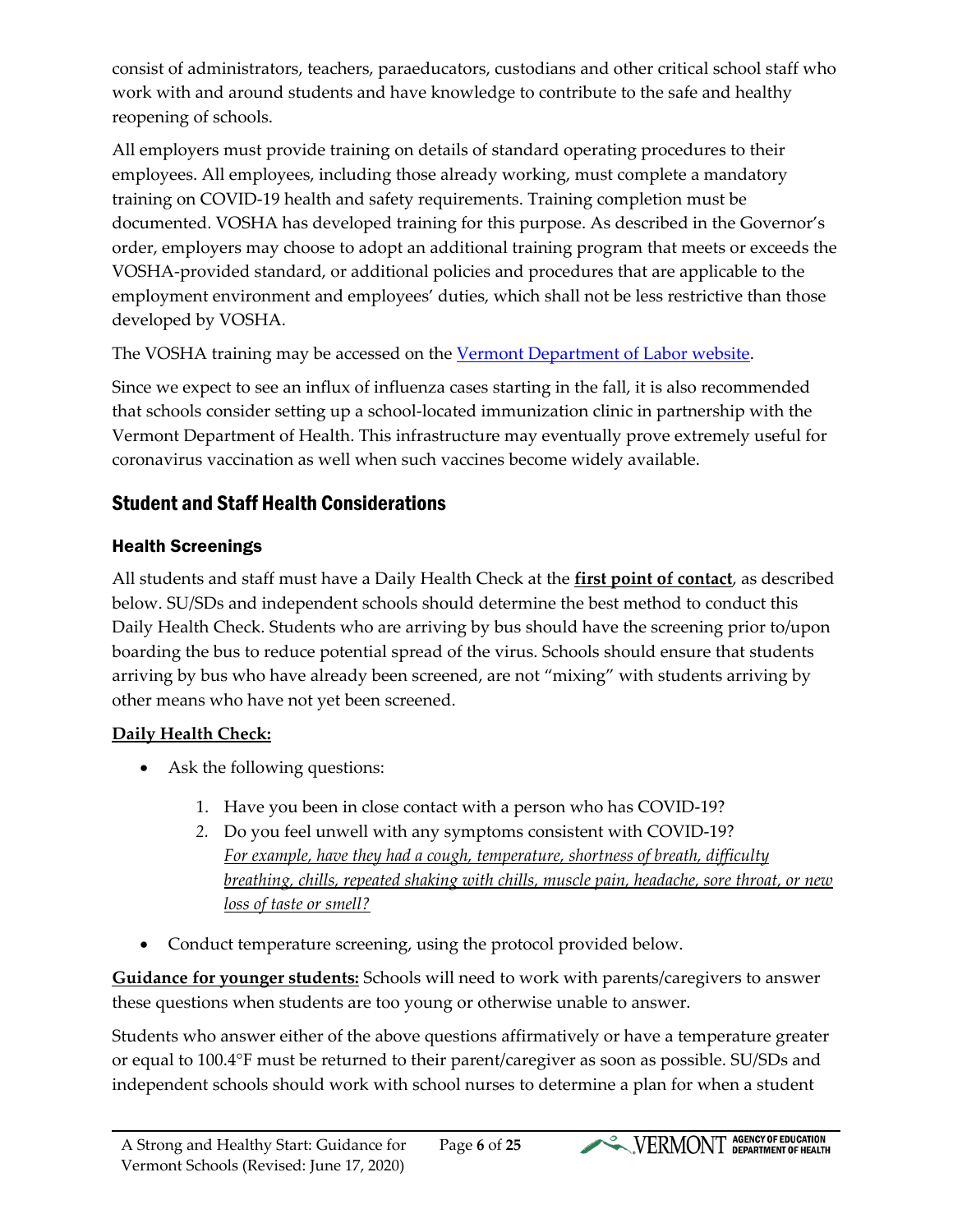consist of administrators, teachers, paraeducators, custodians and other critical school staff who work with and around students and have knowledge to contribute to the safe and healthy reopening of schools.

All employers must provide training on details of standard operating procedures to their employees. All employees, including those already working, must complete a mandatory training on COVID-19 health and safety requirements. Training completion must be documented. VOSHA has developed training for this purpose. As described in the Governor's order, employers may choose to adopt an additional training program that meets or exceeds the VOSHA-provided standard, or additional policies and procedures that are applicable to the employment environment and employees' duties, which shall not be less restrictive than those developed by VOSHA.

The VOSHA training may be accessed on the [Vermont Department of Labor website](#).

Since we expect to see an influx of influenza cases starting in the fall, it is also recommended that schools consider setting up a school-located immunization clinic in partnership with the Vermont Department of Health. This infrastructure may eventually prove extremely useful for coronavirus vaccination as well when such vaccines become widely available.

## Student and Staff Health Considerations

### Health Screenings

All students and staff must have a Daily Health Check at the **first point of contact**, as described below. SU/SDs and independent schools should determine the best method to conduct this Daily Health Check. Students who are arriving by bus should have the screening prior to/upon boarding the bus to reduce potential spread of the virus. Schools should ensure that students arriving by bus who have already been screened, are not "mixing" with students arriving by other means who have not yet been screened.

**Daily Health Check:**

- Ask the following questions:
  1. Have you been in close contact with a person who has COVID-19?
  2. Do you feel unwell with any symptoms consistent with COVID-19?
     *For example, have they had a cough, temperature, shortness of breath, difficulty breathing, chills, repeated shaking with chills, muscle pain, headache, sore throat, or new loss of taste or smell?*
- Conduct temperature screening, using the protocol provided below.

**Guidance for younger students:** Schools will need to work with parents/caregivers to answer these questions when students are too young or otherwise unable to answer.

Students who answer either of the above questions affirmatively or have a temperature greater or equal to 100.4°F must be returned to their parent/caregiver as soon as possible. SU/SDs and independent schools should work with school nurses to determine a plan for when a student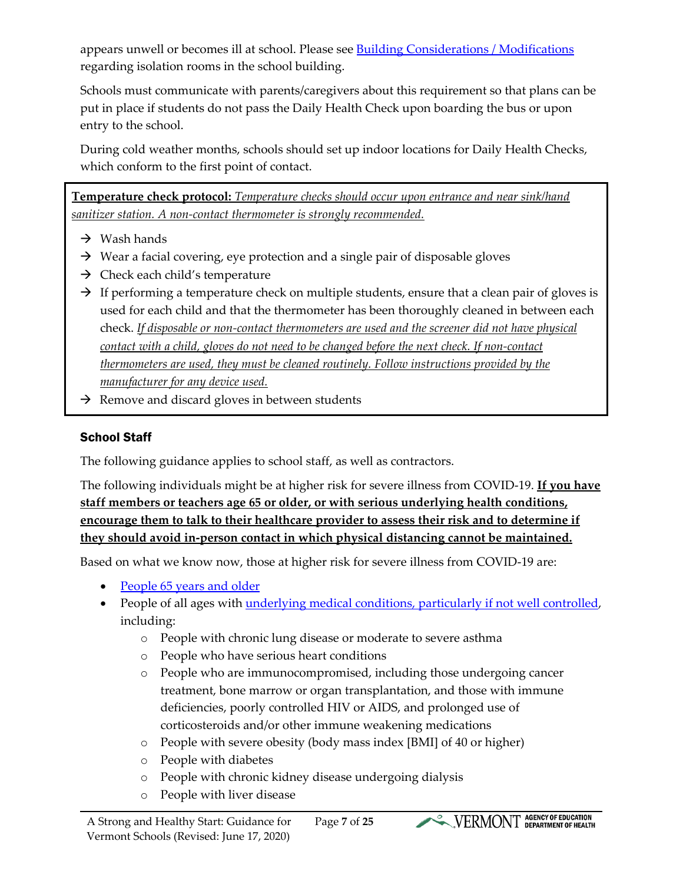appears unwell or becomes ill at school. Please see [Building Considerations / Modifications] regarding isolation rooms in the school building.

Schools must communicate with parents/caregivers about this requirement so that plans can be put in place if students do not pass the Daily Health Check upon boarding the bus or upon entry to the school.

During cold weather months, schools should set up indoor locations for Daily Health Checks, which conform to the first point of contact.

**Temperature check protocol:** *Temperature checks should occur upon entrance and near sink/hand sanitizer station. A non-contact thermometer is strongly recommended.*

- → Wash hands
- → Wear a facial covering, eye protection and a single pair of disposable gloves
- → Check each child's temperature
- → If performing a temperature check on multiple students, ensure that a clean pair of gloves is used for each child and that the thermometer has been thoroughly cleaned in between each check. *If disposable or non-contact thermometers are used and the screener did not have physical contact with a child, gloves do not need to be changed before the next check. If non-contact thermometers are used, they must be cleaned routinely. Follow instructions provided by the manufacturer for any device used.*
- → Remove and discard gloves in between students

### School Staff

The following guidance applies to school staff, as well as contractors.

The following individuals might be at higher risk for severe illness from COVID-19. **If you have staff members or teachers age 65 or older, or with serious underlying health conditions, encourage them to talk to their healthcare provider to assess their risk and to determine if they should avoid in-person contact in which physical distancing cannot be maintained.**

Based on what we know now, those at higher risk for severe illness from COVID-19 are:

- People 65 years and older
- People of all ages with underlying medical conditions, particularly if not well controlled, including:
  - People with chronic lung disease or moderate to severe asthma
  - People who have serious heart conditions
  - People who are immunocompromised, including those undergoing cancer treatment, bone marrow or organ transplantation, and those with immune deficiencies, poorly controlled HIV or AIDS, and prolonged use of corticosteroids and/or other immune weakening medications
  - People with severe obesity (body mass index [BMI] of 40 or higher)
  - People with diabetes
  - People with chronic kidney disease undergoing dialysis
  - People with liver disease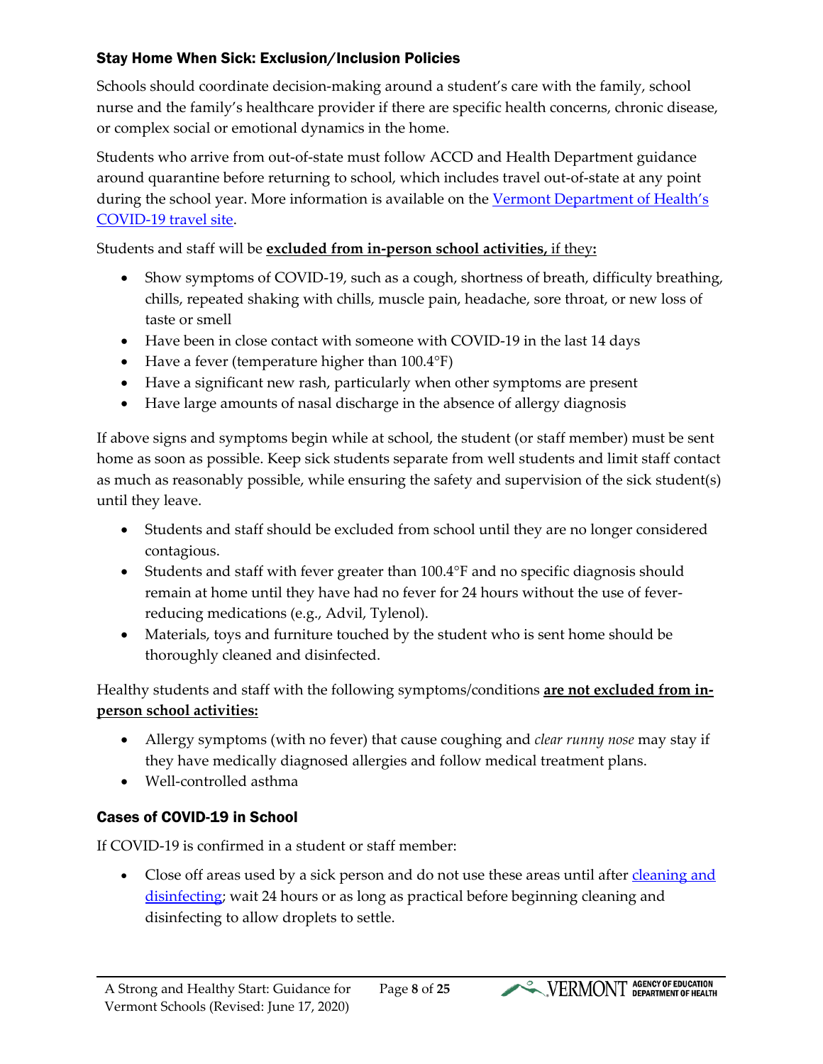### Stay Home When Sick: Exclusion/Inclusion Policies

Schools should coordinate decision-making around a student's care with the family, school nurse and the family's healthcare provider if there are specific health concerns, chronic disease, or complex social or emotional dynamics in the home.

Students who arrive from out-of-state must follow ACCD and Health Department guidance around quarantine before returning to school, which includes travel out-of-state at any point during the school year. More information is available on the [Vermont Department of Health's COVID-19 travel site](#).

Students and staff will be **excluded from in-person school activities,** if they**:**

- Show symptoms of COVID-19, such as a cough, shortness of breath, difficulty breathing, chills, repeated shaking with chills, muscle pain, headache, sore throat, or new loss of taste or smell
- Have been in close contact with someone with COVID-19 in the last 14 days
- Have a fever (temperature higher than 100.4°F)
- Have a significant new rash, particularly when other symptoms are present
- Have large amounts of nasal discharge in the absence of allergy diagnosis

If above signs and symptoms begin while at school, the student (or staff member) must be sent home as soon as possible. Keep sick students separate from well students and limit staff contact as much as reasonably possible, while ensuring the safety and supervision of the sick student(s) until they leave.

- Students and staff should be excluded from school until they are no longer considered contagious.
- Students and staff with fever greater than 100.4°F and no specific diagnosis should remain at home until they have had no fever for 24 hours without the use of fever-reducing medications (e.g., Advil, Tylenol).
- Materials, toys and furniture touched by the student who is sent home should be thoroughly cleaned and disinfected.

Healthy students and staff with the following symptoms/conditions **are not excluded from in-person school activities:**

- Allergy symptoms (with no fever) that cause coughing and *clear runny nose* may stay if they have medically diagnosed allergies and follow medical treatment plans.
- Well-controlled asthma

### Cases of COVID-19 in School

If COVID-19 is confirmed in a student or staff member:

- Close off areas used by a sick person and do not use these areas until after [cleaning and disinfecting](#); wait 24 hours or as long as practical before beginning cleaning and disinfecting to allow droplets to settle.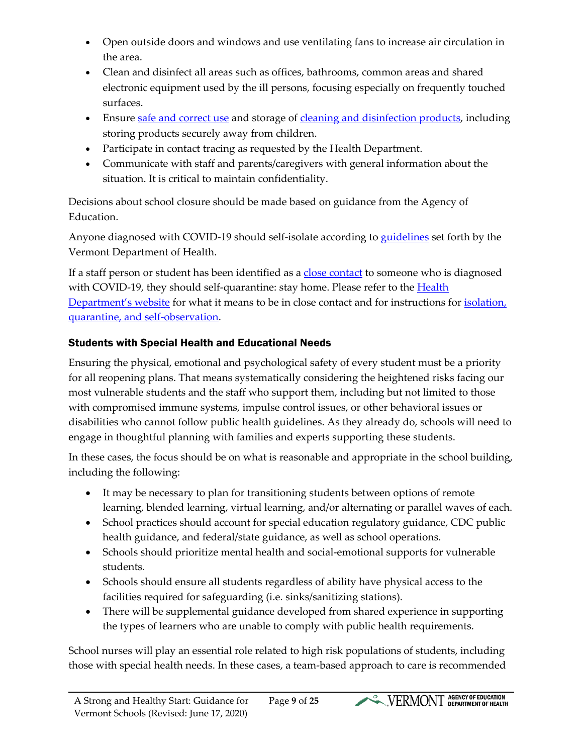- Open outside doors and windows and use ventilating fans to increase air circulation in the area.
- Clean and disinfect all areas such as offices, bathrooms, common areas and shared electronic equipment used by the ill persons, focusing especially on frequently touched surfaces.
- Ensure safe and correct use and storage of cleaning and disinfection products, including storing products securely away from children.
- Participate in contact tracing as requested by the Health Department.
- Communicate with staff and parents/caregivers with general information about the situation. It is critical to maintain confidentiality.

Decisions about school closure should be made based on guidance from the Agency of Education.

Anyone diagnosed with COVID-19 should self-isolate according to guidelines set forth by the Vermont Department of Health.

If a staff person or student has been identified as a close contact to someone who is diagnosed with COVID-19, they should self-quarantine: stay home. Please refer to the Health Department's website for what it means to be in close contact and for instructions for isolation, quarantine, and self-observation.

### Students with Special Health and Educational Needs

Ensuring the physical, emotional and psychological safety of every student must be a priority for all reopening plans. That means systematically considering the heightened risks facing our most vulnerable students and the staff who support them, including but not limited to those with compromised immune systems, impulse control issues, or other behavioral issues or disabilities who cannot follow public health guidelines. As they already do, schools will need to engage in thoughtful planning with families and experts supporting these students.

In these cases, the focus should be on what is reasonable and appropriate in the school building, including the following:

- It may be necessary to plan for transitioning students between options of remote learning, blended learning, virtual learning, and/or alternating or parallel waves of each.
- School practices should account for special education regulatory guidance, CDC public health guidance, and federal/state guidance, as well as school operations.
- Schools should prioritize mental health and social-emotional supports for vulnerable students.
- Schools should ensure all students regardless of ability have physical access to the facilities required for safeguarding (i.e. sinks/sanitizing stations).
- There will be supplemental guidance developed from shared experience in supporting the types of learners who are unable to comply with public health requirements.

School nurses will play an essential role related to high risk populations of students, including those with special health needs. In these cases, a team-based approach to care is recommended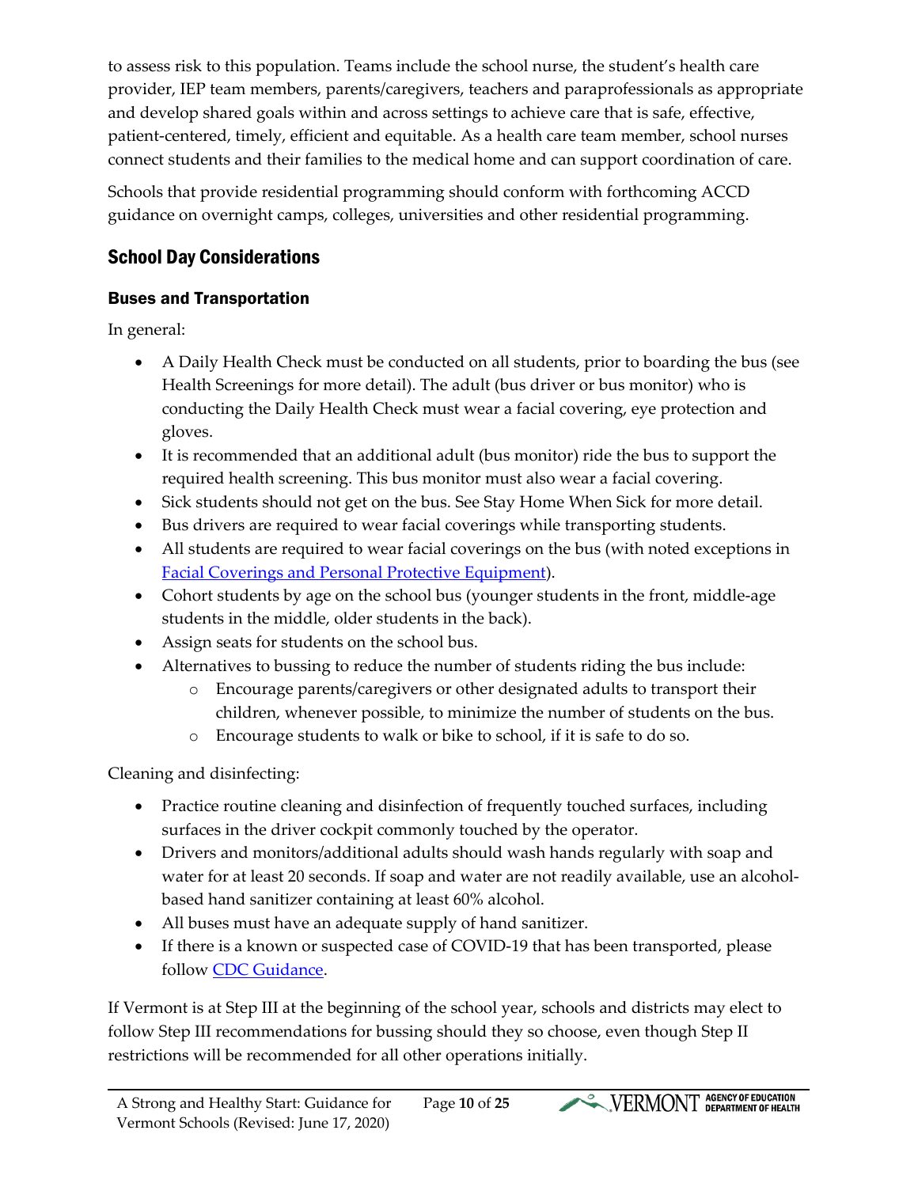to assess risk to this population. Teams include the school nurse, the student's health care provider, IEP team members, parents/caregivers, teachers and paraprofessionals as appropriate and develop shared goals within and across settings to achieve care that is safe, effective, patient-centered, timely, efficient and equitable. As a health care team member, school nurses connect students and their families to the medical home and can support coordination of care.

Schools that provide residential programming should conform with forthcoming ACCD guidance on overnight camps, colleges, universities and other residential programming.

## School Day Considerations

### Buses and Transportation

In general:

- A Daily Health Check must be conducted on all students, prior to boarding the bus (see Health Screenings for more detail). The adult (bus driver or bus monitor) who is conducting the Daily Health Check must wear a facial covering, eye protection and gloves.
- It is recommended that an additional adult (bus monitor) ride the bus to support the required health screening. This bus monitor must also wear a facial covering.
- Sick students should not get on the bus. See Stay Home When Sick for more detail.
- Bus drivers are required to wear facial coverings while transporting students.
- All students are required to wear facial coverings on the bus (with noted exceptions in [Facial Coverings and Personal Protective Equipment](#)).
- Cohort students by age on the school bus (younger students in the front, middle-age students in the middle, older students in the back).
- Assign seats for students on the school bus.
- Alternatives to bussing to reduce the number of students riding the bus include:
  - Encourage parents/caregivers or other designated adults to transport their children, whenever possible, to minimize the number of students on the bus.
  - Encourage students to walk or bike to school, if it is safe to do so.

Cleaning and disinfecting:

- Practice routine cleaning and disinfection of frequently touched surfaces, including surfaces in the driver cockpit commonly touched by the operator.
- Drivers and monitors/additional adults should wash hands regularly with soap and water for at least 20 seconds. If soap and water are not readily available, use an alcohol-based hand sanitizer containing at least 60% alcohol.
- All buses must have an adequate supply of hand sanitizer.
- If there is a known or suspected case of COVID-19 that has been transported, please follow [CDC Guidance](#).

If Vermont is at Step III at the beginning of the school year, schools and districts may elect to follow Step III recommendations for bussing should they so choose, even though Step II restrictions will be recommended for all other operations initially.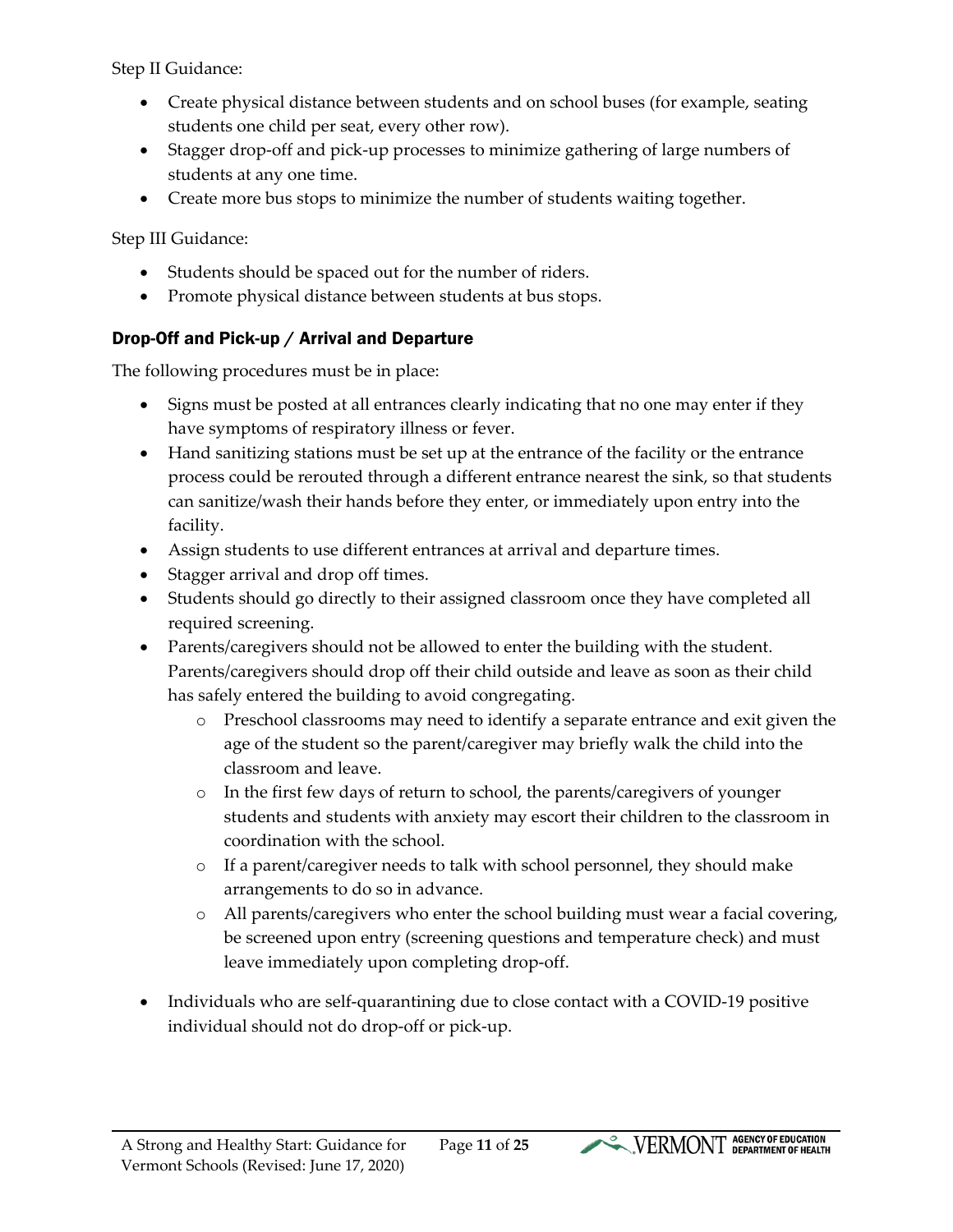Step II Guidance:

- Create physical distance between students and on school buses (for example, seating students one child per seat, every other row).
- Stagger drop-off and pick-up processes to minimize gathering of large numbers of students at any one time.
- Create more bus stops to minimize the number of students waiting together.

Step III Guidance:

- Students should be spaced out for the number of riders.
- Promote physical distance between students at bus stops.

### Drop-Off and Pick-up / Arrival and Departure

The following procedures must be in place:

- Signs must be posted at all entrances clearly indicating that no one may enter if they have symptoms of respiratory illness or fever.
- Hand sanitizing stations must be set up at the entrance of the facility or the entrance process could be rerouted through a different entrance nearest the sink, so that students can sanitize/wash their hands before they enter, or immediately upon entry into the facility.
- Assign students to use different entrances at arrival and departure times.
- Stagger arrival and drop off times.
- Students should go directly to their assigned classroom once they have completed all required screening.
- Parents/caregivers should not be allowed to enter the building with the student. Parents/caregivers should drop off their child outside and leave as soon as their child has safely entered the building to avoid congregating.
    - Preschool classrooms may need to identify a separate entrance and exit given the age of the student so the parent/caregiver may briefly walk the child into the classroom and leave.
    - In the first few days of return to school, the parents/caregivers of younger students and students with anxiety may escort their children to the classroom in coordination with the school.
    - If a parent/caregiver needs to talk with school personnel, they should make arrangements to do so in advance.
    - All parents/caregivers who enter the school building must wear a facial covering, be screened upon entry (screening questions and temperature check) and must leave immediately upon completing drop-off.
- Individuals who are self-quarantining due to close contact with a COVID-19 positive individual should not do drop-off or pick-up.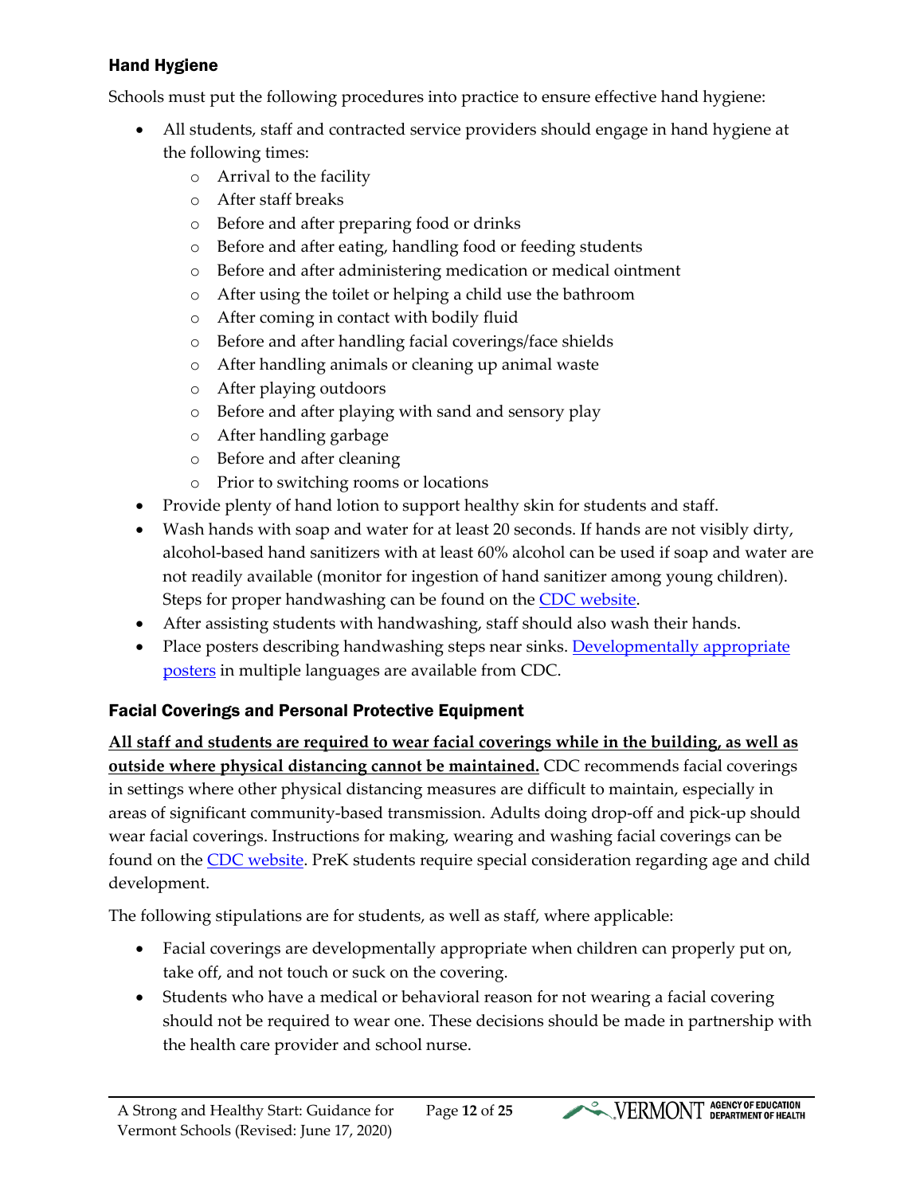### Hand Hygiene

Schools must put the following procedures into practice to ensure effective hand hygiene:

- All students, staff and contracted service providers should engage in hand hygiene at the following times:
  - Arrival to the facility
  - After staff breaks
  - Before and after preparing food or drinks
  - Before and after eating, handling food or feeding students
  - Before and after administering medication or medical ointment
  - After using the toilet or helping a child use the bathroom
  - After coming in contact with bodily fluid
  - Before and after handling facial coverings/face shields
  - After handling animals or cleaning up animal waste
  - After playing outdoors
  - Before and after playing with sand and sensory play
  - After handling garbage
  - Before and after cleaning
  - Prior to switching rooms or locations
- Provide plenty of hand lotion to support healthy skin for students and staff.
- Wash hands with soap and water for at least 20 seconds. If hands are not visibly dirty, alcohol-based hand sanitizers with at least 60% alcohol can be used if soap and water are not readily available (monitor for ingestion of hand sanitizer among young children). Steps for proper handwashing can be found on the CDC website.
- After assisting students with handwashing, staff should also wash their hands.
- Place posters describing handwashing steps near sinks. Developmentally appropriate posters in multiple languages are available from CDC.

### Facial Coverings and Personal Protective Equipment

**All staff and students are required to wear facial coverings while in the building, as well as outside where physical distancing cannot be maintained.** CDC recommends facial coverings in settings where other physical distancing measures are difficult to maintain, especially in areas of significant community-based transmission. Adults doing drop-off and pick-up should wear facial coverings. Instructions for making, wearing and washing facial coverings can be found on the CDC website. PreK students require special consideration regarding age and child development.

The following stipulations are for students, as well as staff, where applicable:

- Facial coverings are developmentally appropriate when children can properly put on, take off, and not touch or suck on the covering.
- Students who have a medical or behavioral reason for not wearing a facial covering should not be required to wear one. These decisions should be made in partnership with the health care provider and school nurse.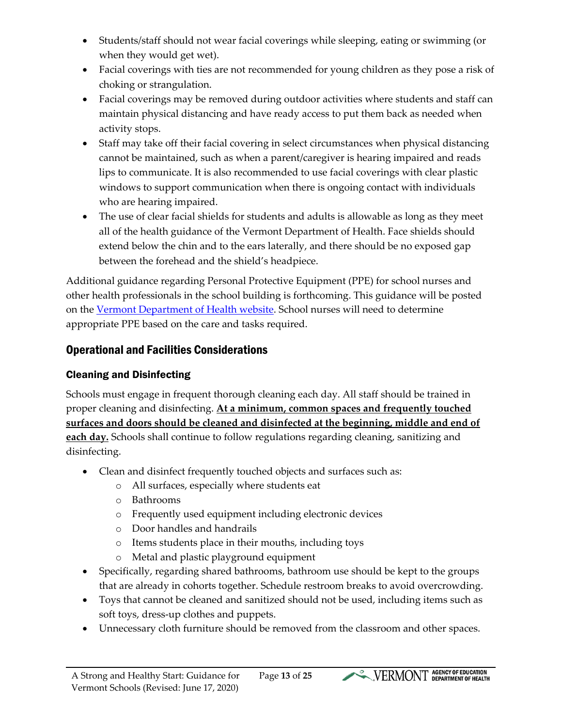- Students/staff should not wear facial coverings while sleeping, eating or swimming (or when they would get wet).
- Facial coverings with ties are not recommended for young children as they pose a risk of choking or strangulation.
- Facial coverings may be removed during outdoor activities where students and staff can maintain physical distancing and have ready access to put them back as needed when activity stops.
- Staff may take off their facial covering in select circumstances when physical distancing cannot be maintained, such as when a parent/caregiver is hearing impaired and reads lips to communicate. It is also recommended to use facial coverings with clear plastic windows to support communication when there is ongoing contact with individuals who are hearing impaired.
- The use of clear facial shields for students and adults is allowable as long as they meet all of the health guidance of the Vermont Department of Health. Face shields should extend below the chin and to the ears laterally, and there should be no exposed gap between the forehead and the shield's headpiece.

Additional guidance regarding Personal Protective Equipment (PPE) for school nurses and other health professionals in the school building is forthcoming. This guidance will be posted on the [Vermont Department of Health website](). School nurses will need to determine appropriate PPE based on the care and tasks required.

## Operational and Facilities Considerations

### Cleaning and Disinfecting

Schools must engage in frequent thorough cleaning each day. All staff should be trained in proper cleaning and disinfecting. **At a minimum, common spaces and frequently touched surfaces and doors should be cleaned and disinfected at the beginning, middle and end of each day.** Schools shall continue to follow regulations regarding cleaning, sanitizing and disinfecting.

- Clean and disinfect frequently touched objects and surfaces such as:
  - All surfaces, especially where students eat
  - Bathrooms
  - Frequently used equipment including electronic devices
  - Door handles and handrails
  - Items students place in their mouths, including toys
  - Metal and plastic playground equipment
- Specifically, regarding shared bathrooms, bathroom use should be kept to the groups that are already in cohorts together. Schedule restroom breaks to avoid overcrowding.
- Toys that cannot be cleaned and sanitized should not be used, including items such as soft toys, dress-up clothes and puppets.
- Unnecessary cloth furniture should be removed from the classroom and other spaces.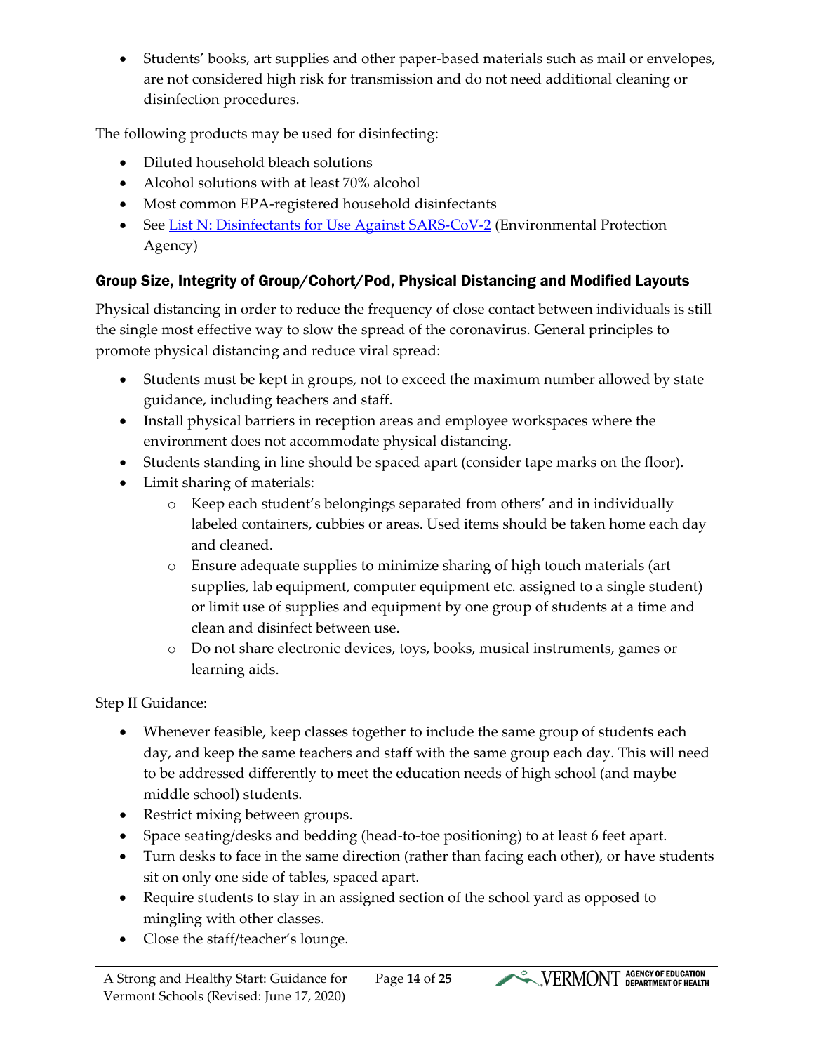- Students' books, art supplies and other paper-based materials such as mail or envelopes, are not considered high risk for transmission and do not need additional cleaning or disinfection procedures.

The following products may be used for disinfecting:

- Diluted household bleach solutions
- Alcohol solutions with at least 70% alcohol
- Most common EPA-registered household disinfectants
- See [List N: Disinfectants for Use Against SARS-CoV-2](https://www.epa.gov/pesticide-registration/list-n-disinfectants-use-against-sars-cov-2) (Environmental Protection Agency)

### Group Size, Integrity of Group/Cohort/Pod, Physical Distancing and Modified Layouts

Physical distancing in order to reduce the frequency of close contact between individuals is still the single most effective way to slow the spread of the coronavirus. General principles to promote physical distancing and reduce viral spread:

- Students must be kept in groups, not to exceed the maximum number allowed by state guidance, including teachers and staff.
- Install physical barriers in reception areas and employee workspaces where the environment does not accommodate physical distancing.
- Students standing in line should be spaced apart (consider tape marks on the floor).
- Limit sharing of materials:
  - Keep each student's belongings separated from others' and in individually labeled containers, cubbies or areas. Used items should be taken home each day and cleaned.
  - Ensure adequate supplies to minimize sharing of high touch materials (art supplies, lab equipment, computer equipment etc. assigned to a single student) or limit use of supplies and equipment by one group of students at a time and clean and disinfect between use.
  - Do not share electronic devices, toys, books, musical instruments, games or learning aids.

Step II Guidance:

- Whenever feasible, keep classes together to include the same group of students each day, and keep the same teachers and staff with the same group each day. This will need to be addressed differently to meet the education needs of high school (and maybe middle school) students.
- Restrict mixing between groups.
- Space seating/desks and bedding (head-to-toe positioning) to at least 6 feet apart.
- Turn desks to face in the same direction (rather than facing each other), or have students sit on only one side of tables, spaced apart.
- Require students to stay in an assigned section of the school yard as opposed to mingling with other classes.
- Close the staff/teacher's lounge.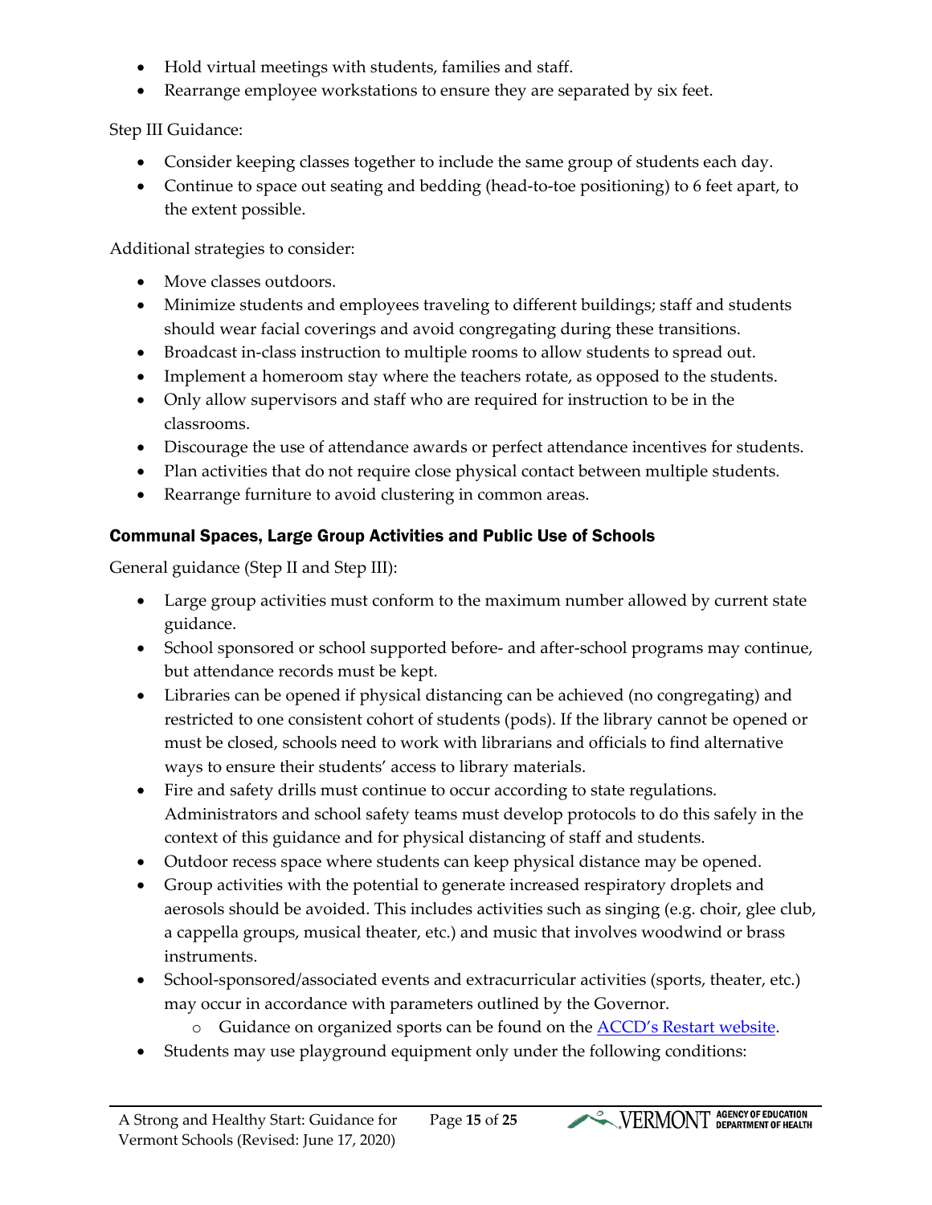- Hold virtual meetings with students, families and staff.
- Rearrange employee workstations to ensure they are separated by six feet.

Step III Guidance:

- Consider keeping classes together to include the same group of students each day.
- Continue to space out seating and bedding (head-to-toe positioning) to 6 feet apart, to the extent possible.

Additional strategies to consider:

- Move classes outdoors.
- Minimize students and employees traveling to different buildings; staff and students should wear facial coverings and avoid congregating during these transitions.
- Broadcast in-class instruction to multiple rooms to allow students to spread out.
- Implement a homeroom stay where the teachers rotate, as opposed to the students.
- Only allow supervisors and staff who are required for instruction to be in the classrooms.
- Discourage the use of attendance awards or perfect attendance incentives for students.
- Plan activities that do not require close physical contact between multiple students.
- Rearrange furniture to avoid clustering in common areas.

### Communal Spaces, Large Group Activities and Public Use of Schools

General guidance (Step II and Step III):

- Large group activities must conform to the maximum number allowed by current state guidance.
- School sponsored or school supported before- and after-school programs may continue, but attendance records must be kept.
- Libraries can be opened if physical distancing can be achieved (no congregating) and restricted to one consistent cohort of students (pods). If the library cannot be opened or must be closed, schools need to work with librarians and officials to find alternative ways to ensure their students' access to library materials.
- Fire and safety drills must continue to occur according to state regulations. Administrators and school safety teams must develop protocols to do this safely in the context of this guidance and for physical distancing of staff and students.
- Outdoor recess space where students can keep physical distance may be opened.
- Group activities with the potential to generate increased respiratory droplets and aerosols should be avoided. This includes activities such as singing (e.g. choir, glee club, a cappella groups, musical theater, etc.) and music that involves woodwind or brass instruments.
- School-sponsored/associated events and extracurricular activities (sports, theater, etc.) may occur in accordance with parameters outlined by the Governor.
    - Guidance on organized sports can be found on the ACCD's Restart website.
- Students may use playground equipment only under the following conditions: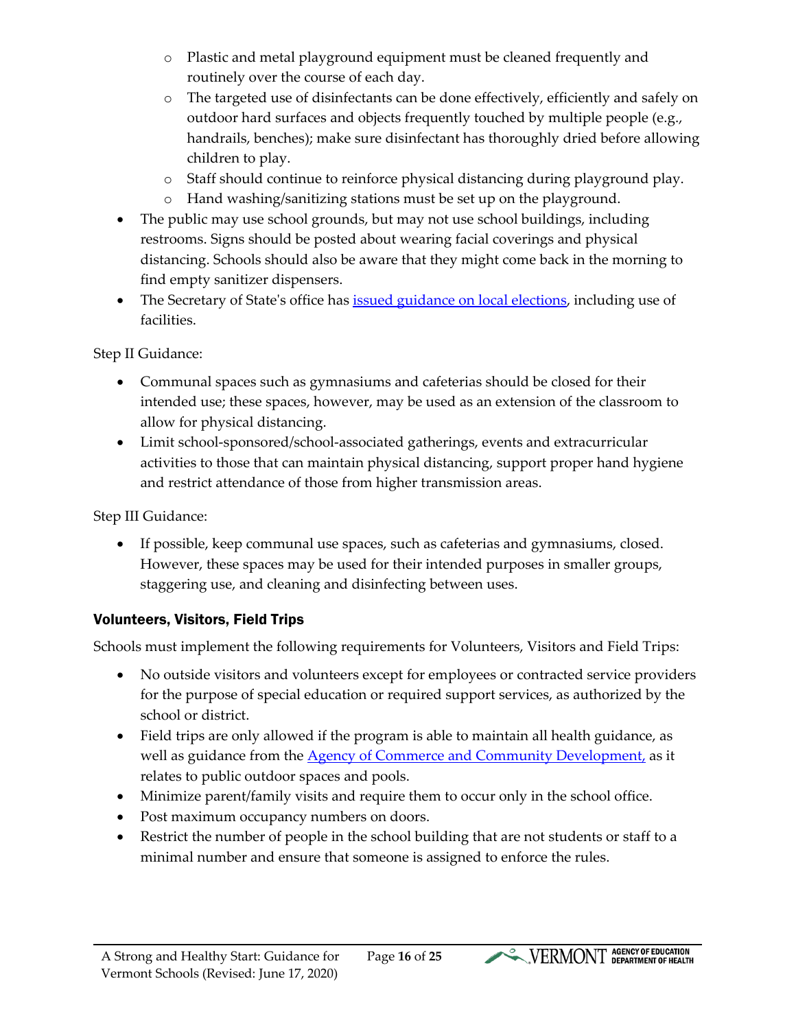- Plastic and metal playground equipment must be cleaned frequently and routinely over the course of each day.
  - The targeted use of disinfectants can be done effectively, efficiently and safely on outdoor hard surfaces and objects frequently touched by multiple people (e.g., handrails, benches); make sure disinfectant has thoroughly dried before allowing children to play.
  - Staff should continue to reinforce physical distancing during playground play.
  - Hand washing/sanitizing stations must be set up on the playground.
- The public may use school grounds, but may not use school buildings, including restrooms. Signs should be posted about wearing facial coverings and physical distancing. Schools should also be aware that they might come back in the morning to find empty sanitizer dispensers.
- The Secretary of State's office has [issued guidance on local elections](), including use of facilities.

Step II Guidance:

- Communal spaces such as gymnasiums and cafeterias should be closed for their intended use; these spaces, however, may be used as an extension of the classroom to allow for physical distancing.
- Limit school-sponsored/school-associated gatherings, events and extracurricular activities to those that can maintain physical distancing, support proper hand hygiene and restrict attendance of those from higher transmission areas.

Step III Guidance:

- If possible, keep communal use spaces, such as cafeterias and gymnasiums, closed. However, these spaces may be used for their intended purposes in smaller groups, staggering use, and cleaning and disinfecting between uses.

### Volunteers, Visitors, Field Trips

Schools must implement the following requirements for Volunteers, Visitors and Field Trips:

- No outside visitors and volunteers except for employees or contracted service providers for the purpose of special education or required support services, as authorized by the school or district.
- Field trips are only allowed if the program is able to maintain all health guidance, as well as guidance from the [Agency of Commerce and Community Development,]() as it relates to public outdoor spaces and pools.
- Minimize parent/family visits and require them to occur only in the school office.
- Post maximum occupancy numbers on doors.
- Restrict the number of people in the school building that are not students or staff to a minimal number and ensure that someone is assigned to enforce the rules.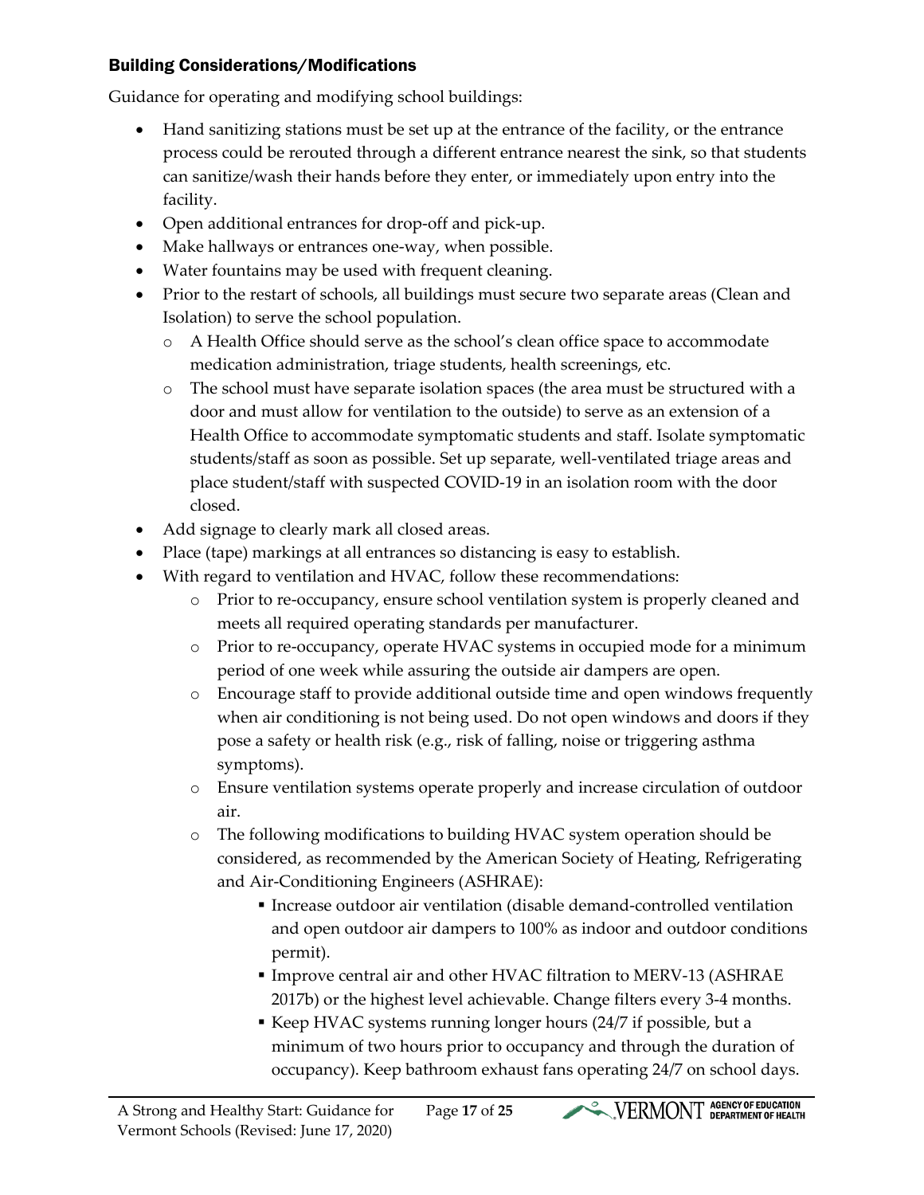### Building Considerations/Modifications

Guidance for operating and modifying school buildings:

- Hand sanitizing stations must be set up at the entrance of the facility, or the entrance process could be rerouted through a different entrance nearest the sink, so that students can sanitize/wash their hands before they enter, or immediately upon entry into the facility.
- Open additional entrances for drop-off and pick-up.
- Make hallways or entrances one-way, when possible.
- Water fountains may be used with frequent cleaning.
- Prior to the restart of schools, all buildings must secure two separate areas (Clean and Isolation) to serve the school population.
  - A Health Office should serve as the school's clean office space to accommodate medication administration, triage students, health screenings, etc.
  - The school must have separate isolation spaces (the area must be structured with a door and must allow for ventilation to the outside) to serve as an extension of a Health Office to accommodate symptomatic students and staff. Isolate symptomatic students/staff as soon as possible. Set up separate, well-ventilated triage areas and place student/staff with suspected COVID-19 in an isolation room with the door closed.
- Add signage to clearly mark all closed areas.
- Place (tape) markings at all entrances so distancing is easy to establish.
- With regard to ventilation and HVAC, follow these recommendations:
  - Prior to re-occupancy, ensure school ventilation system is properly cleaned and meets all required operating standards per manufacturer.
  - Prior to re-occupancy, operate HVAC systems in occupied mode for a minimum period of one week while assuring the outside air dampers are open.
  - Encourage staff to provide additional outside time and open windows frequently when air conditioning is not being used. Do not open windows and doors if they pose a safety or health risk (e.g., risk of falling, noise or triggering asthma symptoms).
  - Ensure ventilation systems operate properly and increase circulation of outdoor air.
  - The following modifications to building HVAC system operation should be considered, as recommended by the American Society of Heating, Refrigerating and Air-Conditioning Engineers (ASHRAE):
    - Increase outdoor air ventilation (disable demand-controlled ventilation and open outdoor air dampers to 100% as indoor and outdoor conditions permit).
    - Improve central air and other HVAC filtration to MERV-13 (ASHRAE 2017b) or the highest level achievable. Change filters every 3-4 months.
    - Keep HVAC systems running longer hours (24/7 if possible, but a minimum of two hours prior to occupancy and through the duration of occupancy). Keep bathroom exhaust fans operating 24/7 on school days.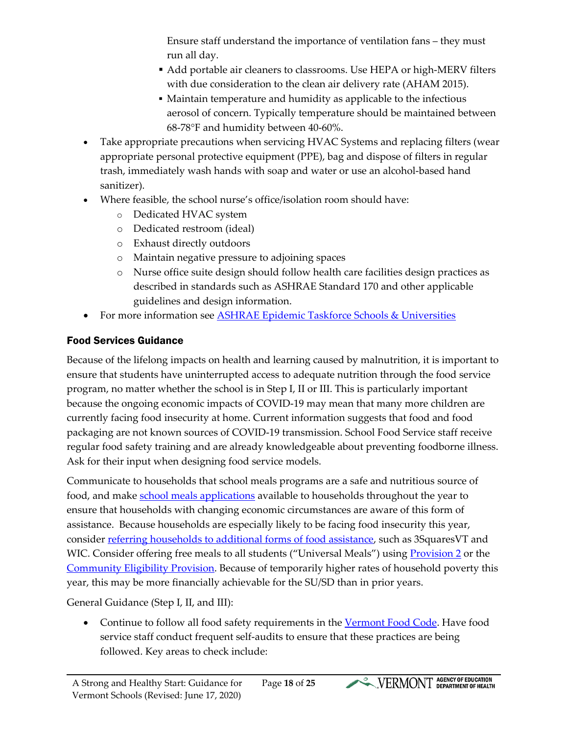Ensure staff understand the importance of ventilation fans – they must run all day.

    - Add portable air cleaners to classrooms. Use HEPA or high-MERV filters with due consideration to the clean air delivery rate (AHAM 2015).
    - Maintain temperature and humidity as applicable to the infectious aerosol of concern. Typically temperature should be maintained between 68-78°F and humidity between 40-60%.

- Take appropriate precautions when servicing HVAC Systems and replacing filters (wear appropriate personal protective equipment (PPE), bag and dispose of filters in regular trash, immediately wash hands with soap and water or use an alcohol-based hand sanitizer).
- Where feasible, the school nurse's office/isolation room should have:
    - Dedicated HVAC system
    - Dedicated restroom (ideal)
    - Exhaust directly outdoors
    - Maintain negative pressure to adjoining spaces
    - Nurse office suite design should follow health care facilities design practices as described in standards such as ASHRAE Standard 170 and other applicable guidelines and design information.
- For more information see [ASHRAE Epidemic Taskforce Schools & Universities]()

### Food Services Guidance

Because of the lifelong impacts on health and learning caused by malnutrition, it is important to ensure that students have uninterrupted access to adequate nutrition through the food service program, no matter whether the school is in Step I, II or III. This is particularly important because the ongoing economic impacts of COVID-19 may mean that many more children are currently facing food insecurity at home. Current information suggests that food and food packaging are not known sources of COVID-19 transmission. School Food Service staff receive regular food safety training and are already knowledgeable about preventing foodborne illness. Ask for their input when designing food service models.

Communicate to households that school meals programs are a safe and nutritious source of food, and make [school meals applications]() available to households throughout the year to ensure that households with changing economic circumstances are aware of this form of assistance. Because households are especially likely to be facing food insecurity this year, consider [referring households to additional forms of food assistance](), such as 3SquaresVT and WIC. Consider offering free meals to all students ("Universal Meals") using [Provision 2]() or the [Community Eligibility Provision](). Because of temporarily higher rates of household poverty this year, this may be more financially achievable for the SU/SD than in prior years.

General Guidance (Step I, II, and III):

- Continue to follow all food safety requirements in the [Vermont Food Code](). Have food service staff conduct frequent self-audits to ensure that these practices are being followed. Key areas to check include: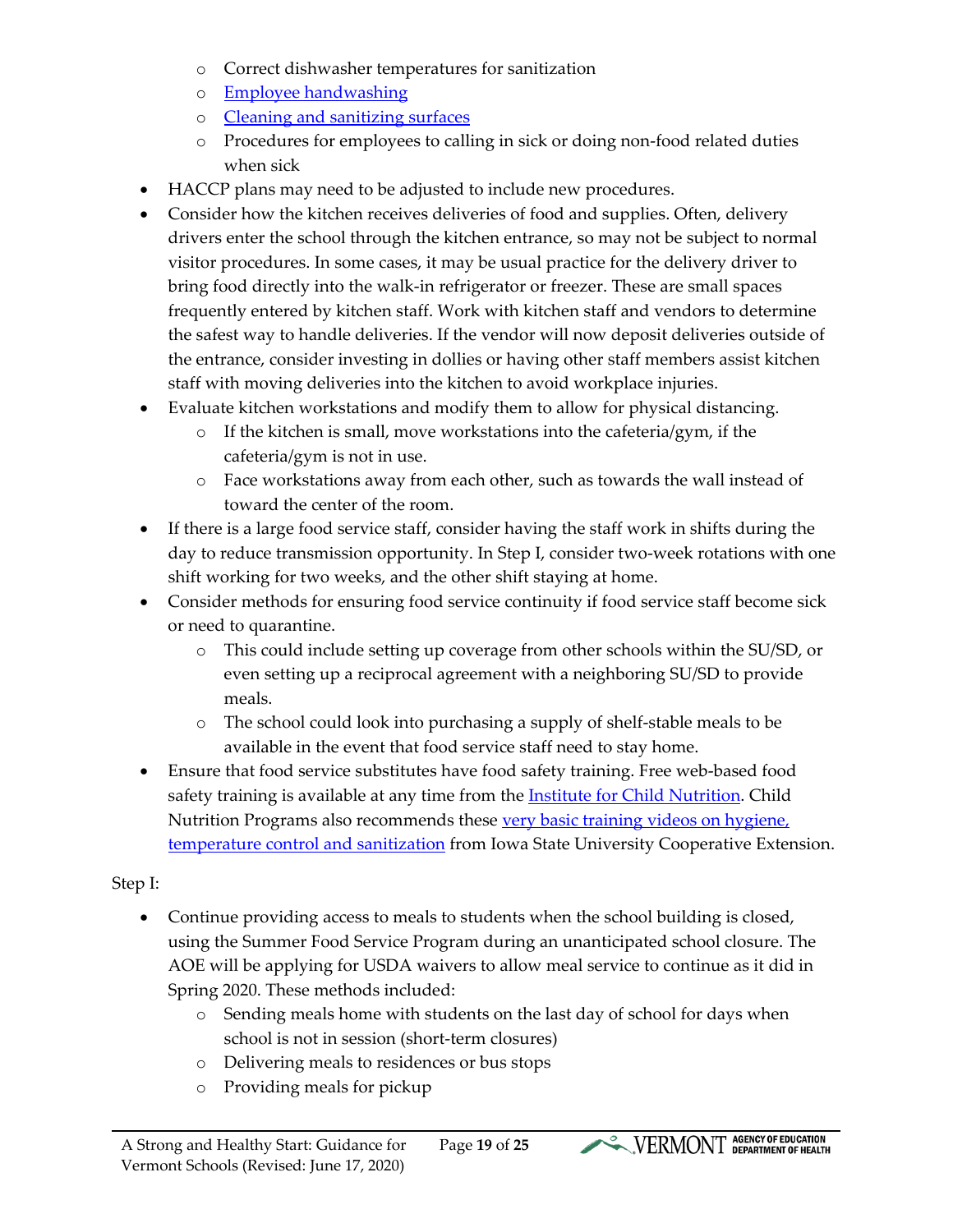- Correct dishwasher temperatures for sanitization
    - Employee handwashing
    - Cleaning and sanitizing surfaces
    - Procedures for employees to calling in sick or doing non-food related duties when sick
- HACCP plans may need to be adjusted to include new procedures.
- Consider how the kitchen receives deliveries of food and supplies. Often, delivery drivers enter the school through the kitchen entrance, so may not be subject to normal visitor procedures. In some cases, it may be usual practice for the delivery driver to bring food directly into the walk-in refrigerator or freezer. These are small spaces frequently entered by kitchen staff. Work with kitchen staff and vendors to determine the safest way to handle deliveries. If the vendor will now deposit deliveries outside of the entrance, consider investing in dollies or having other staff members assist kitchen staff with moving deliveries into the kitchen to avoid workplace injuries.
- Evaluate kitchen workstations and modify them to allow for physical distancing.
    - If the kitchen is small, move workstations into the cafeteria/gym, if the cafeteria/gym is not in use.
    - Face workstations away from each other, such as towards the wall instead of toward the center of the room.
- If there is a large food service staff, consider having the staff work in shifts during the day to reduce transmission opportunity. In Step I, consider two-week rotations with one shift working for two weeks, and the other shift staying at home.
- Consider methods for ensuring food service continuity if food service staff become sick or need to quarantine.
    - This could include setting up coverage from other schools within the SU/SD, or even setting up a reciprocal agreement with a neighboring SU/SD to provide meals.
    - The school could look into purchasing a supply of shelf-stable meals to be available in the event that food service staff need to stay home.
- Ensure that food service substitutes have food safety training. Free web-based food safety training is available at any time from the Institute for Child Nutrition. Child Nutrition Programs also recommends these very basic training videos on hygiene, temperature control and sanitization from Iowa State University Cooperative Extension.

Step I:

- Continue providing access to meals to students when the school building is closed, using the Summer Food Service Program during an unanticipated school closure. The AOE will be applying for USDA waivers to allow meal service to continue as it did in Spring 2020. These methods included:
    - Sending meals home with students on the last day of school for days when school is not in session (short-term closures)
    - Delivering meals to residences or bus stops
    - Providing meals for pickup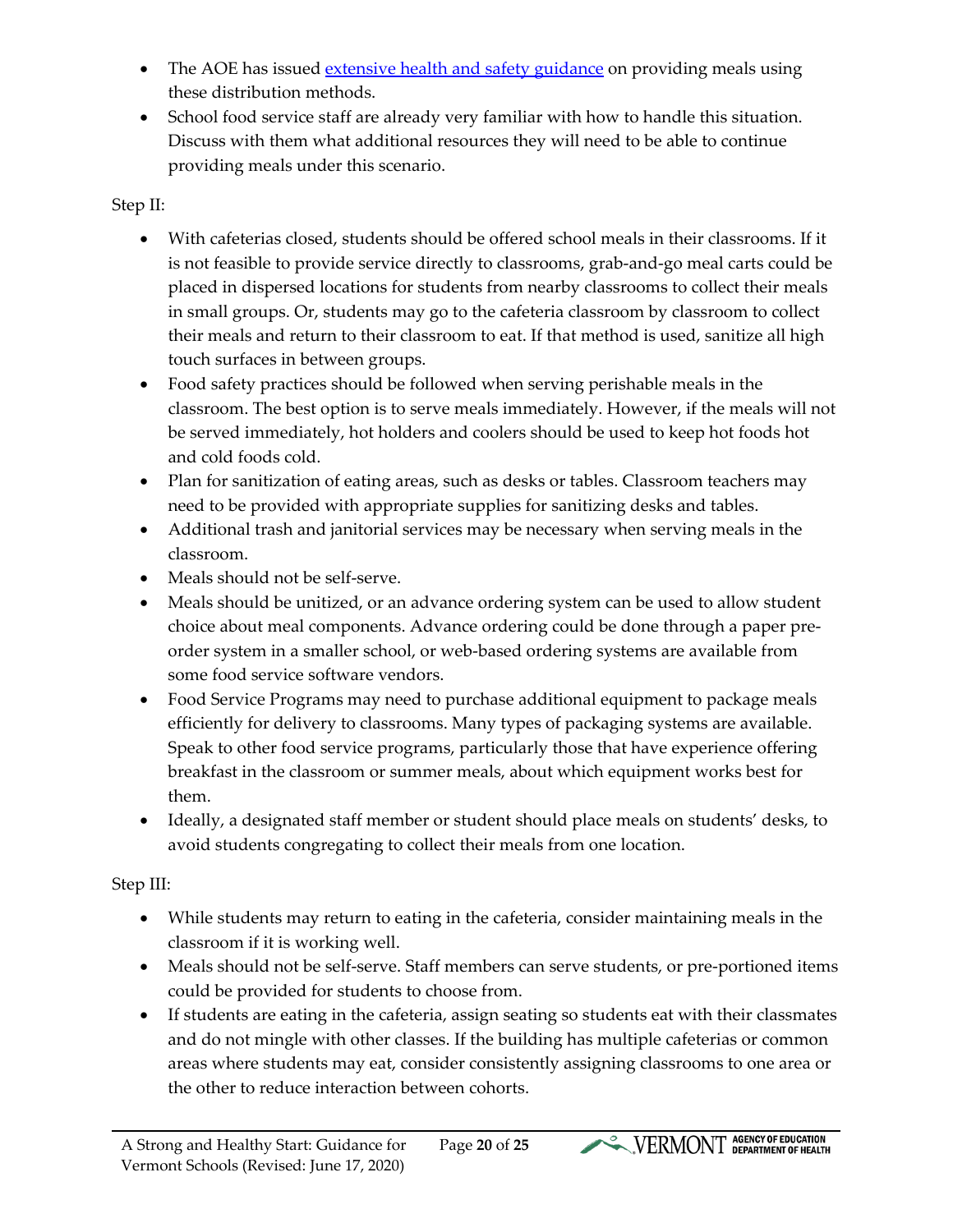- The AOE has issued [extensive health and safety guidance] on providing meals using these distribution methods.
- School food service staff are already very familiar with how to handle this situation. Discuss with them what additional resources they will need to be able to continue providing meals under this scenario.

Step II:

- With cafeterias closed, students should be offered school meals in their classrooms. If it is not feasible to provide service directly to classrooms, grab-and-go meal carts could be placed in dispersed locations for students from nearby classrooms to collect their meals in small groups. Or, students may go to the cafeteria classroom by classroom to collect their meals and return to their classroom to eat. If that method is used, sanitize all high touch surfaces in between groups.
- Food safety practices should be followed when serving perishable meals in the classroom. The best option is to serve meals immediately. However, if the meals will not be served immediately, hot holders and coolers should be used to keep hot foods hot and cold foods cold.
- Plan for sanitization of eating areas, such as desks or tables. Classroom teachers may need to be provided with appropriate supplies for sanitizing desks and tables.
- Additional trash and janitorial services may be necessary when serving meals in the classroom.
- Meals should not be self-serve.
- Meals should be unitized, or an advance ordering system can be used to allow student choice about meal components. Advance ordering could be done through a paper pre-order system in a smaller school, or web-based ordering systems are available from some food service software vendors.
- Food Service Programs may need to purchase additional equipment to package meals efficiently for delivery to classrooms. Many types of packaging systems are available. Speak to other food service programs, particularly those that have experience offering breakfast in the classroom or summer meals, about which equipment works best for them.
- Ideally, a designated staff member or student should place meals on students' desks, to avoid students congregating to collect their meals from one location.

Step III:

- While students may return to eating in the cafeteria, consider maintaining meals in the classroom if it is working well.
- Meals should not be self-serve. Staff members can serve students, or pre-portioned items could be provided for students to choose from.
- If students are eating in the cafeteria, assign seating so students eat with their classmates and do not mingle with other classes. If the building has multiple cafeterias or common areas where students may eat, consider consistently assigning classrooms to one area or the other to reduce interaction between cohorts.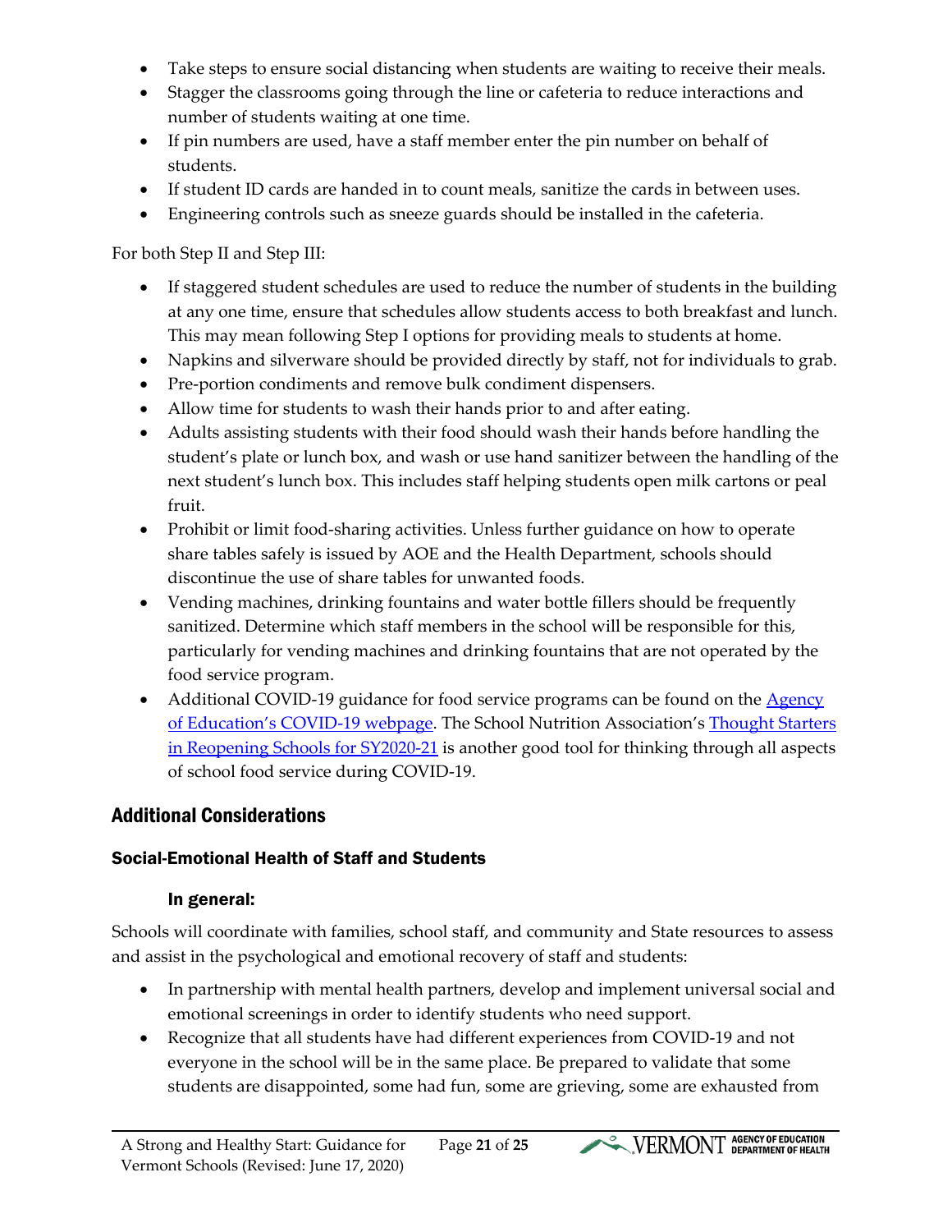- Take steps to ensure social distancing when students are waiting to receive their meals.
- Stagger the classrooms going through the line or cafeteria to reduce interactions and number of students waiting at one time.
- If pin numbers are used, have a staff member enter the pin number on behalf of students.
- If student ID cards are handed in to count meals, sanitize the cards in between uses.
- Engineering controls such as sneeze guards should be installed in the cafeteria.

For both Step II and Step III:

- If staggered student schedules are used to reduce the number of students in the building at any one time, ensure that schedules allow students access to both breakfast and lunch. This may mean following Step I options for providing meals to students at home.
- Napkins and silverware should be provided directly by staff, not for individuals to grab.
- Pre-portion condiments and remove bulk condiment dispensers.
- Allow time for students to wash their hands prior to and after eating.
- Adults assisting students with their food should wash their hands before handling the student's plate or lunch box, and wash or use hand sanitizer between the handling of the next student's lunch box. This includes staff helping students open milk cartons or peal fruit.
- Prohibit or limit food-sharing activities. Unless further guidance on how to operate share tables safely is issued by AOE and the Health Department, schools should discontinue the use of share tables for unwanted foods.
- Vending machines, drinking fountains and water bottle fillers should be frequently sanitized. Determine which staff members in the school will be responsible for this, particularly for vending machines and drinking fountains that are not operated by the food service program.
- Additional COVID-19 guidance for food service programs can be found on the [Agency of Education's COVID-19 webpage](). The School Nutrition Association's [Thought Starters in Reopening Schools for SY2020-21]() is another good tool for thinking through all aspects of school food service during COVID-19.

## Additional Considerations

### Social-Emotional Health of Staff and Students

#### In general:

Schools will coordinate with families, school staff, and community and State resources to assess and assist in the psychological and emotional recovery of staff and students:

- In partnership with mental health partners, develop and implement universal social and emotional screenings in order to identify students who need support.
- Recognize that all students have had different experiences from COVID-19 and not everyone in the school will be in the same place. Be prepared to validate that some students are disappointed, some had fun, some are grieving, some are exhausted from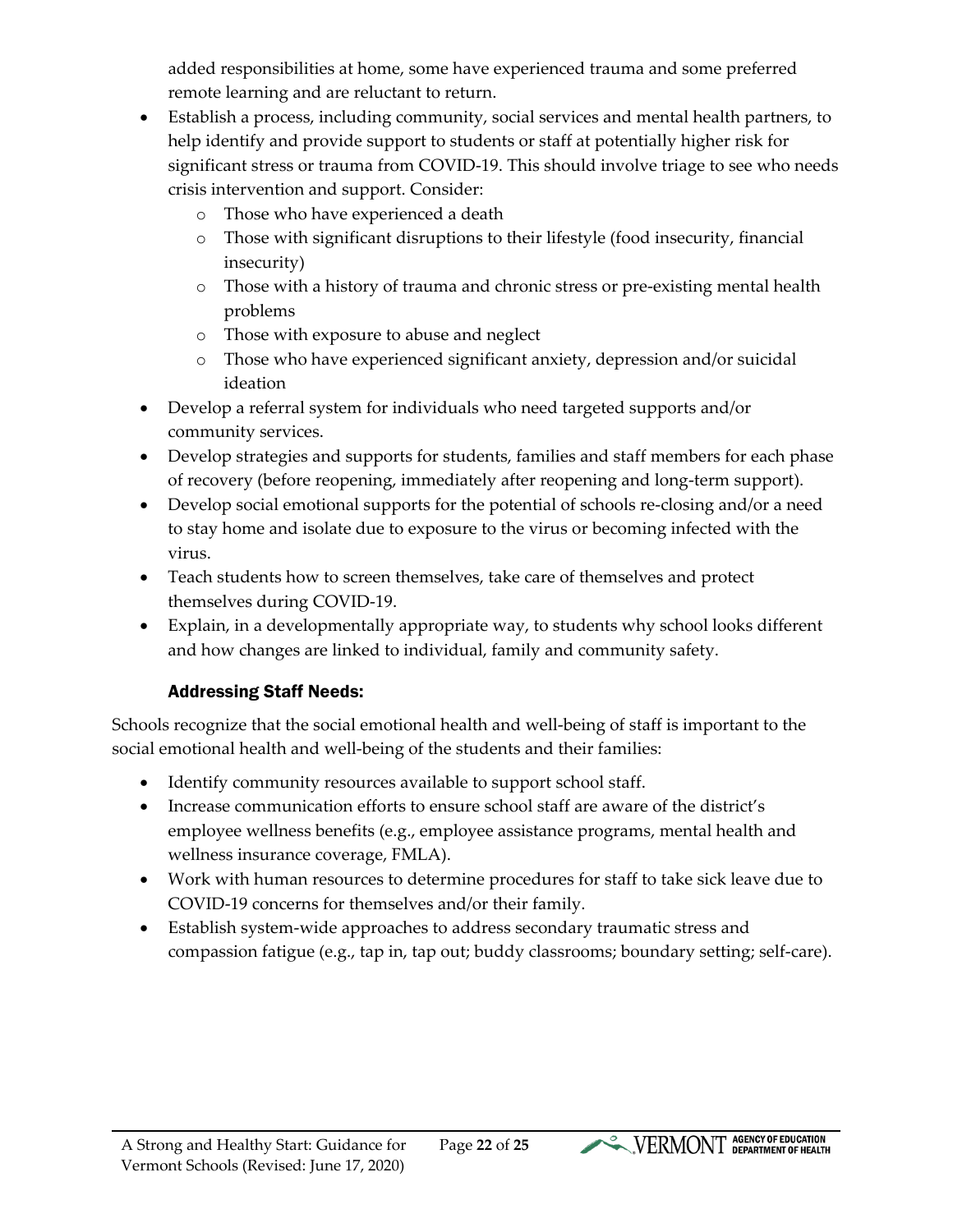added responsibilities at home, some have experienced trauma and some preferred remote learning and are reluctant to return.

- Establish a process, including community, social services and mental health partners, to help identify and provide support to students or staff at potentially higher risk for significant stress or trauma from COVID-19. This should involve triage to see who needs crisis intervention and support. Consider:
  - Those who have experienced a death
  - Those with significant disruptions to their lifestyle (food insecurity, financial insecurity)
  - Those with a history of trauma and chronic stress or pre-existing mental health problems
  - Those with exposure to abuse and neglect
  - Those who have experienced significant anxiety, depression and/or suicidal ideation
- Develop a referral system for individuals who need targeted supports and/or community services.
- Develop strategies and supports for students, families and staff members for each phase of recovery (before reopening, immediately after reopening and long-term support).
- Develop social emotional supports for the potential of schools re-closing and/or a need to stay home and isolate due to exposure to the virus or becoming infected with the virus.
- Teach students how to screen themselves, take care of themselves and protect themselves during COVID-19.
- Explain, in a developmentally appropriate way, to students why school looks different and how changes are linked to individual, family and community safety.

### Addressing Staff Needs:

Schools recognize that the social emotional health and well-being of staff is important to the social emotional health and well-being of the students and their families:

- Identify community resources available to support school staff.
- Increase communication efforts to ensure school staff are aware of the district's employee wellness benefits (e.g., employee assistance programs, mental health and wellness insurance coverage, FMLA).
- Work with human resources to determine procedures for staff to take sick leave due to COVID-19 concerns for themselves and/or their family.
- Establish system-wide approaches to address secondary traumatic stress and compassion fatigue (e.g., tap in, tap out; buddy classrooms; boundary setting; self-care).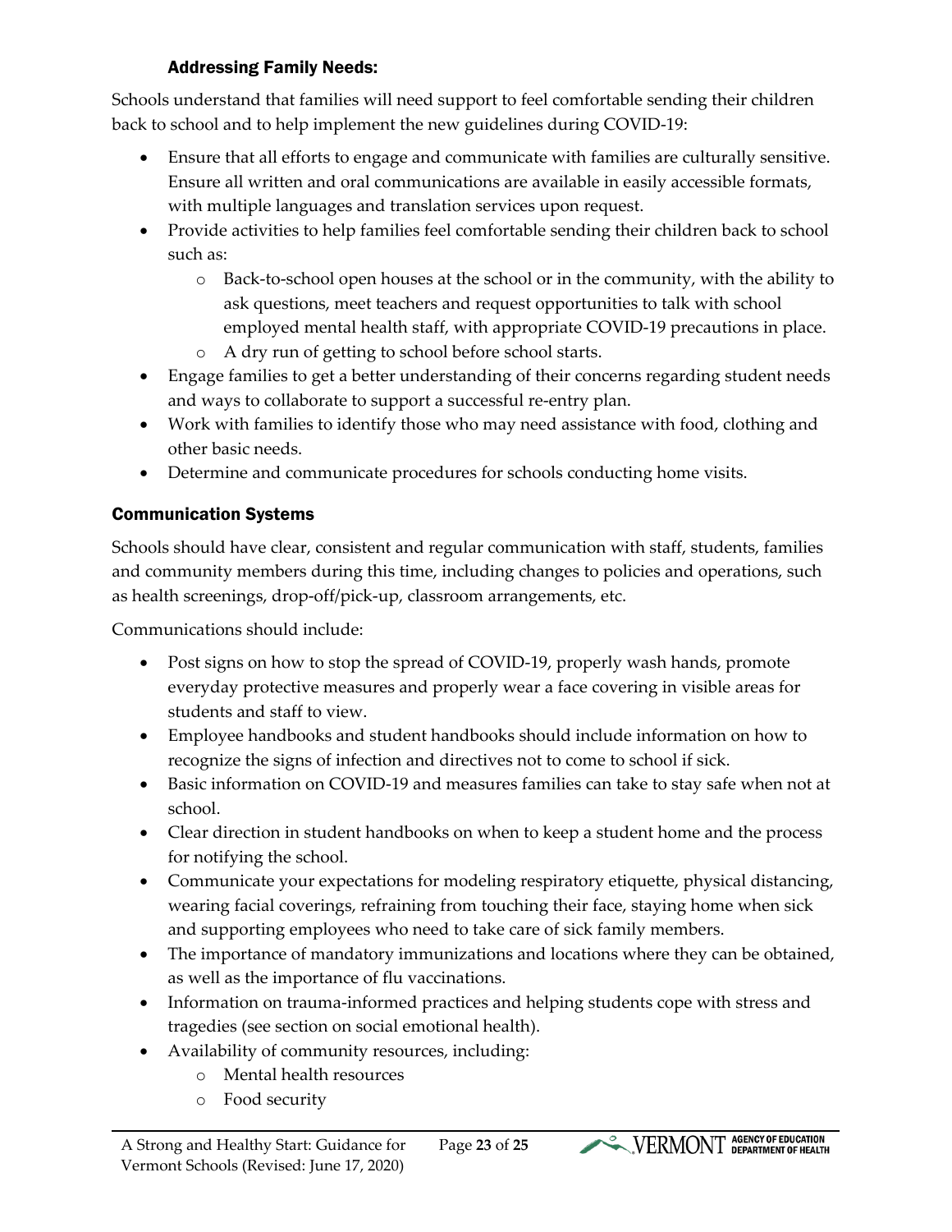### Addressing Family Needs:

Schools understand that families will need support to feel comfortable sending their children back to school and to help implement the new guidelines during COVID-19:

- Ensure that all efforts to engage and communicate with families are culturally sensitive. Ensure all written and oral communications are available in easily accessible formats, with multiple languages and translation services upon request.
- Provide activities to help families feel comfortable sending their children back to school such as:
  - Back-to-school open houses at the school or in the community, with the ability to ask questions, meet teachers and request opportunities to talk with school employed mental health staff, with appropriate COVID-19 precautions in place.
  - A dry run of getting to school before school starts.
- Engage families to get a better understanding of their concerns regarding student needs and ways to collaborate to support a successful re-entry plan.
- Work with families to identify those who may need assistance with food, clothing and other basic needs.
- Determine and communicate procedures for schools conducting home visits.

## Communication Systems

Schools should have clear, consistent and regular communication with staff, students, families and community members during this time, including changes to policies and operations, such as health screenings, drop-off/pick-up, classroom arrangements, etc.

Communications should include:

- Post signs on how to stop the spread of COVID-19, properly wash hands, promote everyday protective measures and properly wear a face covering in visible areas for students and staff to view.
- Employee handbooks and student handbooks should include information on how to recognize the signs of infection and directives not to come to school if sick.
- Basic information on COVID-19 and measures families can take to stay safe when not at school.
- Clear direction in student handbooks on when to keep a student home and the process for notifying the school.
- Communicate your expectations for modeling respiratory etiquette, physical distancing, wearing facial coverings, refraining from touching their face, staying home when sick and supporting employees who need to take care of sick family members.
- The importance of mandatory immunizations and locations where they can be obtained, as well as the importance of flu vaccinations.
- Information on trauma-informed practices and helping students cope with stress and tragedies (see section on social emotional health).
- Availability of community resources, including:
  - Mental health resources
  - Food security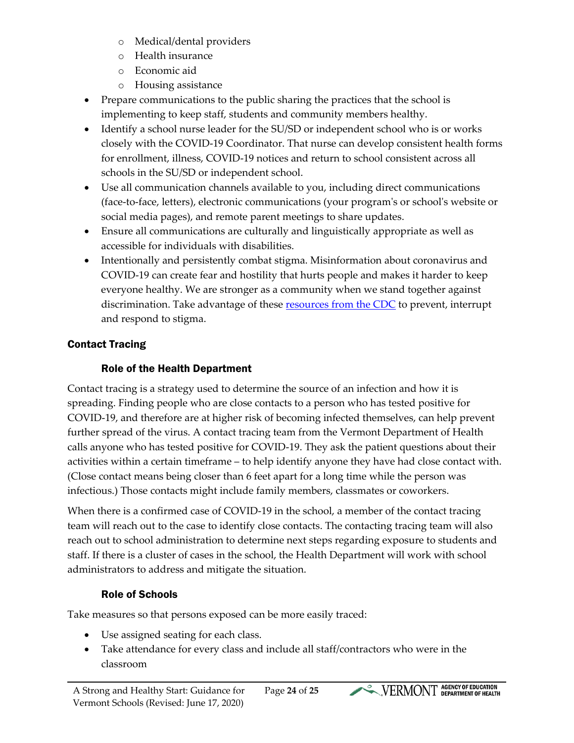- Medical/dental providers
    - Health insurance
    - Economic aid
    - Housing assistance
- Prepare communications to the public sharing the practices that the school is implementing to keep staff, students and community members healthy.
- Identify a school nurse leader for the SU/SD or independent school who is or works closely with the COVID-19 Coordinator. That nurse can develop consistent health forms for enrollment, illness, COVID-19 notices and return to school consistent across all schools in the SU/SD or independent school.
- Use all communication channels available to you, including direct communications (face-to-face, letters), electronic communications (your program's or school's website or social media pages), and remote parent meetings to share updates.
- Ensure all communications are culturally and linguistically appropriate as well as accessible for individuals with disabilities.
- Intentionally and persistently combat stigma. Misinformation about coronavirus and COVID-19 can create fear and hostility that hurts people and makes it harder to keep everyone healthy. We are stronger as a community when we stand together against discrimination. Take advantage of these resources from the CDC to prevent, interrupt and respond to stigma.

## Contact Tracing

### Role of the Health Department

Contact tracing is a strategy used to determine the source of an infection and how it is spreading. Finding people who are close contacts to a person who has tested positive for COVID-19, and therefore are at higher risk of becoming infected themselves, can help prevent further spread of the virus. A contact tracing team from the Vermont Department of Health calls anyone who has tested positive for COVID-19. They ask the patient questions about their activities within a certain timeframe – to help identify anyone they have had close contact with. (Close contact means being closer than 6 feet apart for a long time while the person was infectious.) Those contacts might include family members, classmates or coworkers.

When there is a confirmed case of COVID-19 in the school, a member of the contact tracing team will reach out to the case to identify close contacts. The contacting tracing team will also reach out to school administration to determine next steps regarding exposure to students and staff. If there is a cluster of cases in the school, the Health Department will work with school administrators to address and mitigate the situation.

### Role of Schools

Take measures so that persons exposed can be more easily traced:

- Use assigned seating for each class.
- Take attendance for every class and include all staff/contractors who were in the classroom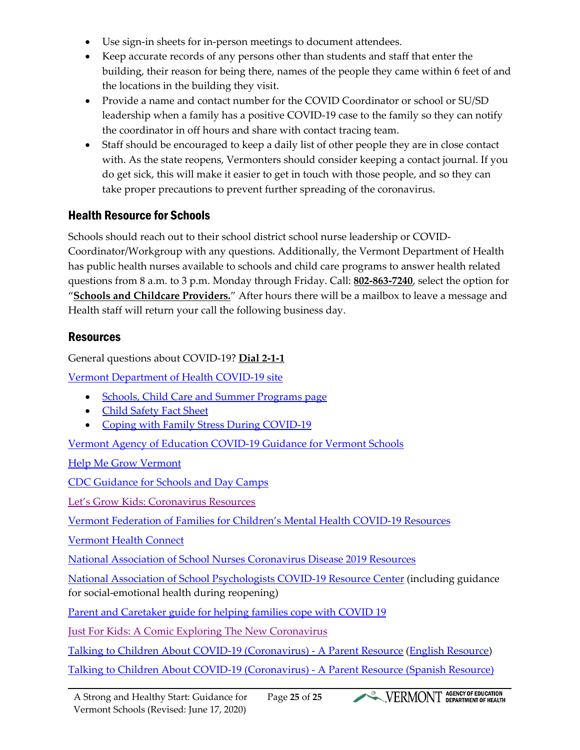- Use sign-in sheets for in-person meetings to document attendees.
- Keep accurate records of any persons other than students and staff that enter the building, their reason for being there, names of the people they came within 6 feet of and the locations in the building they visit.
- Provide a name and contact number for the COVID Coordinator or school or SU/SD leadership when a family has a positive COVID-19 case to the family so they can notify the coordinator in off hours and share with contact tracing team.
- Staff should be encouraged to keep a daily list of other people they are in close contact with. As the state reopens, Vermonters should consider keeping a contact journal. If you do get sick, this will make it easier to get in touch with those people, and so they can take proper precautions to prevent further spreading of the coronavirus.

## Health Resource for Schools

Schools should reach out to their school district school nurse leadership or COVID-Coordinator/Workgroup with any questions. Additionally, the Vermont Department of Health has public health nurses available to schools and child care programs to answer health related questions from 8 a.m. to 3 p.m. Monday through Friday. Call: **802-863-7240**, select the option for "**Schools and Childcare Providers.**" After hours there will be a mailbox to leave a message and Health staff will return your call the following business day.

## Resources

General questions about COVID-19? **Dial 2-1-1**

Vermont Department of Health COVID-19 site

- Schools, Child Care and Summer Programs page
- Child Safety Fact Sheet
- Coping with Family Stress During COVID-19

Vermont Agency of Education COVID-19 Guidance for Vermont Schools

Help Me Grow Vermont

CDC Guidance for Schools and Day Camps

Let's Grow Kids: Coronavirus Resources

Vermont Federation of Families for Children's Mental Health COVID-19 Resources

Vermont Health Connect

National Association of School Nurses Coronavirus Disease 2019 Resources

National Association of School Psychologists COVID-19 Resource Center (including guidance for social-emotional health during reopening)

Parent and Caretaker guide for helping families cope with COVID 19

Just For Kids: A Comic Exploring The New Coronavirus

Talking to Children About COVID-19 (Coronavirus) - A Parent Resource (English Resource)

Talking to Children About COVID-19 (Coronavirus) - A Parent Resource (Spanish Resource)